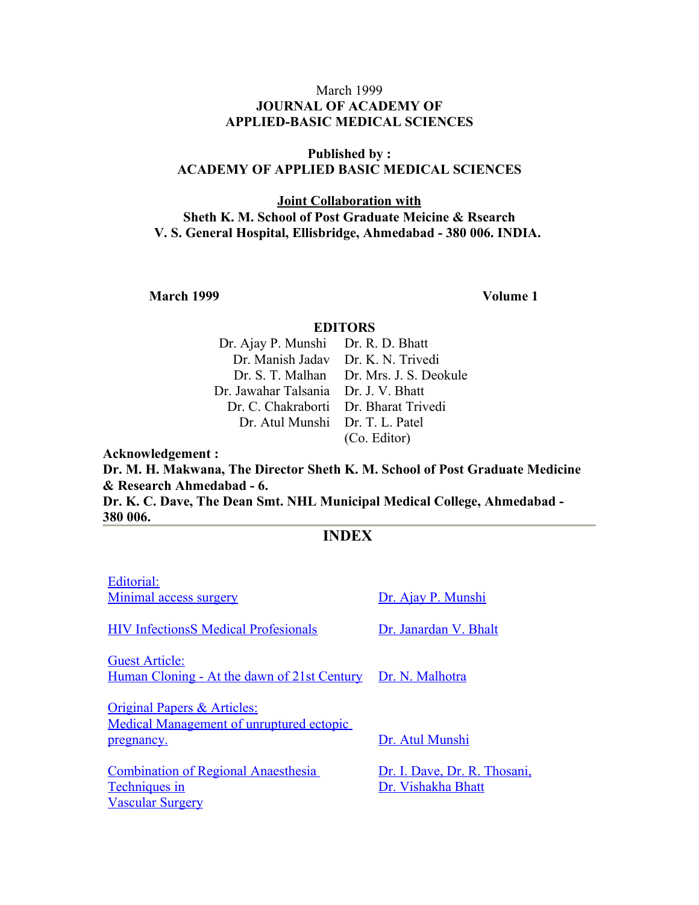March 1999

**JOURNAL OF ACADEMY OF APPLIED-BASIC MEDICAL SCIENCES**

**Published by :**
**ACADEMY OF APPLIED BASIC MEDICAL SCIENCES**

**Joint Collaboration with**
**Sheth K. M. School of Post Graduate Meicine & Rsearch**
**V. S. General Hospital, Ellisbridge, Ahmedabad - 380 006. INDIA.**

**March 1999** **Volume 1**

**EDITORS**

| | |
|---|---|
| Dr. Ajay P. Munshi | Dr. R. D. Bhatt |
| Dr. Manish Jadav | Dr. K. N. Trivedi |
| Dr. S. T. Malhan | Dr. Mrs. J. S. Deokule |
| Dr. Jawahar Talsania | Dr. J. V. Bhatt |
| Dr. C. Chakraborti | Dr. Bharat Trivedi |
| Dr. Atul Munshi | Dr. T. L. Patel (Co. Editor) |

**Acknowledgement :**
**Dr. M. H. Makwana, The Director Sheth K. M. School of Post Graduate Medicine & Research Ahmedabad - 6.**
**Dr. K. C. Dave, The Dean Smt. NHL Municipal Medical College, Ahmedabad - 380 006.**

---

## INDEX

| | |
|---|---|
| Editorial: Minimal access surgery | Dr. Ajay P. Munshi |
| HIV InfectionsS Medical Profesionals | Dr. Janardan V. Bhalt |
| Guest Article: Human Cloning - At the dawn of 21st Century | Dr. N. Malhotra |
| Original Papers & Articles: Medical Management of unruptured ectopic pregnancy. | Dr. Atul Munshi |
| Combination of Regional Anaesthesia Techniques in Vascular Surgery | Dr. I. Dave, Dr. R. Thosani, Dr. Vishakha Bhatt |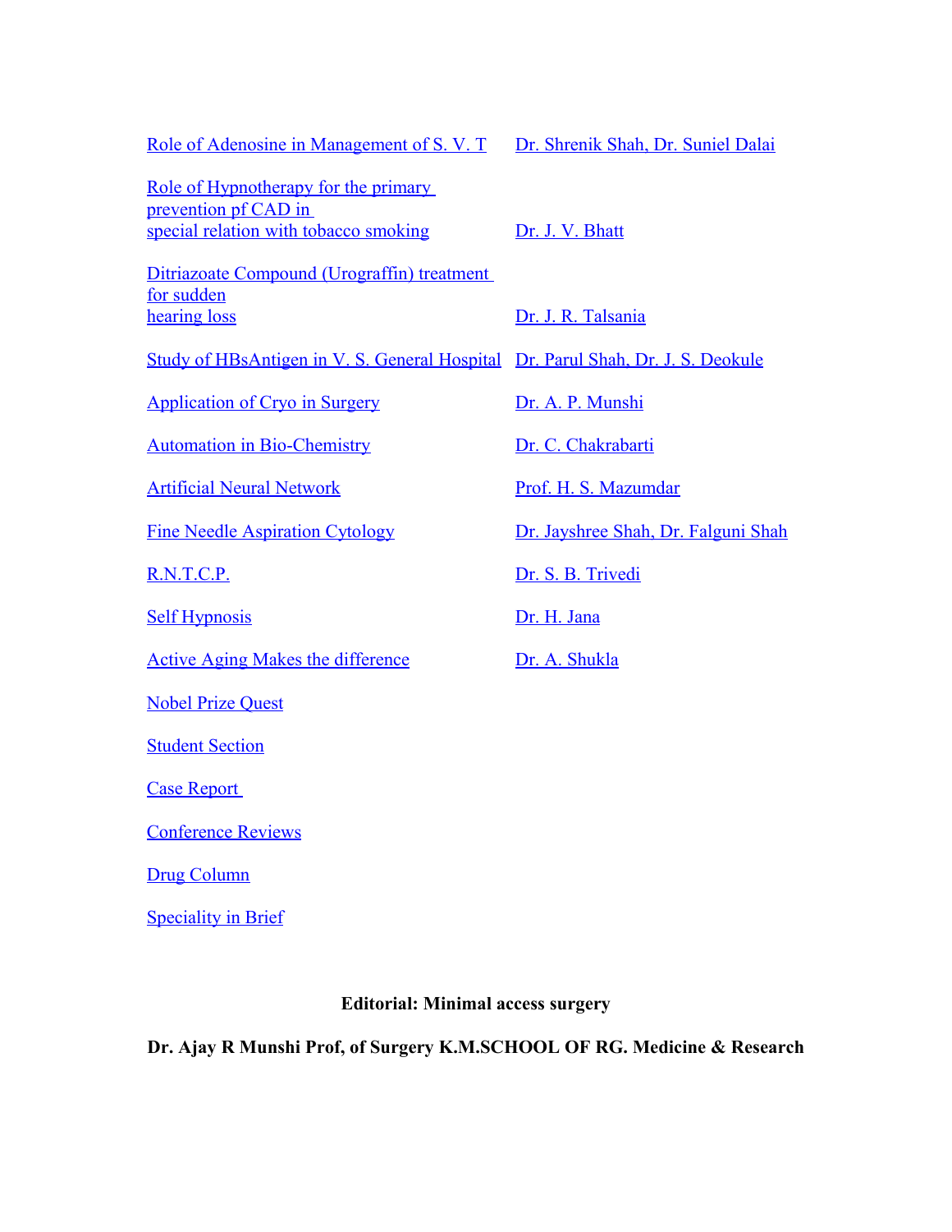| | |
|---|---|
| Role of Adenosine in Management of S. V. T | Dr. Shrenik Shah, Dr. Suniel Dalai |
| Role of Hypnotherapy for the primary prevention pf CAD in special relation with tobacco smoking | Dr. J. V. Bhatt |
| Ditriazoate Compound (Urograffin) treatment for sudden hearing loss | Dr. J. R. Talsania |
| Study of HBsAntigen in V. S. General Hospital | Dr. Parul Shah, Dr. J. S. Deokule |
| Application of Cryo in Surgery | Dr. A. P. Munshi |
| Automation in Bio-Chemistry | Dr. C. Chakrabarti |
| Artificial Neural Network | Prof. H. S. Mazumdar |
| Fine Needle Aspiration Cytology | Dr. Jayshree Shah, Dr. Falguni Shah |
| R.N.T.C.P. | Dr. S. B. Trivedi |
| Self Hypnosis | Dr. H. Jana |
| Active Aging Makes the difference | Dr. A. Shukla |
| Nobel Prize Quest | |
| Student Section | |
| Case Report | |
| Conference Reviews | |
| Drug Column | |
| Speciality in Brief | |

**Editorial: Minimal access surgery**

**Dr. Ajay R Munshi Prof, of Surgery K.M.SCHOOL OF RG. Medicine & Research**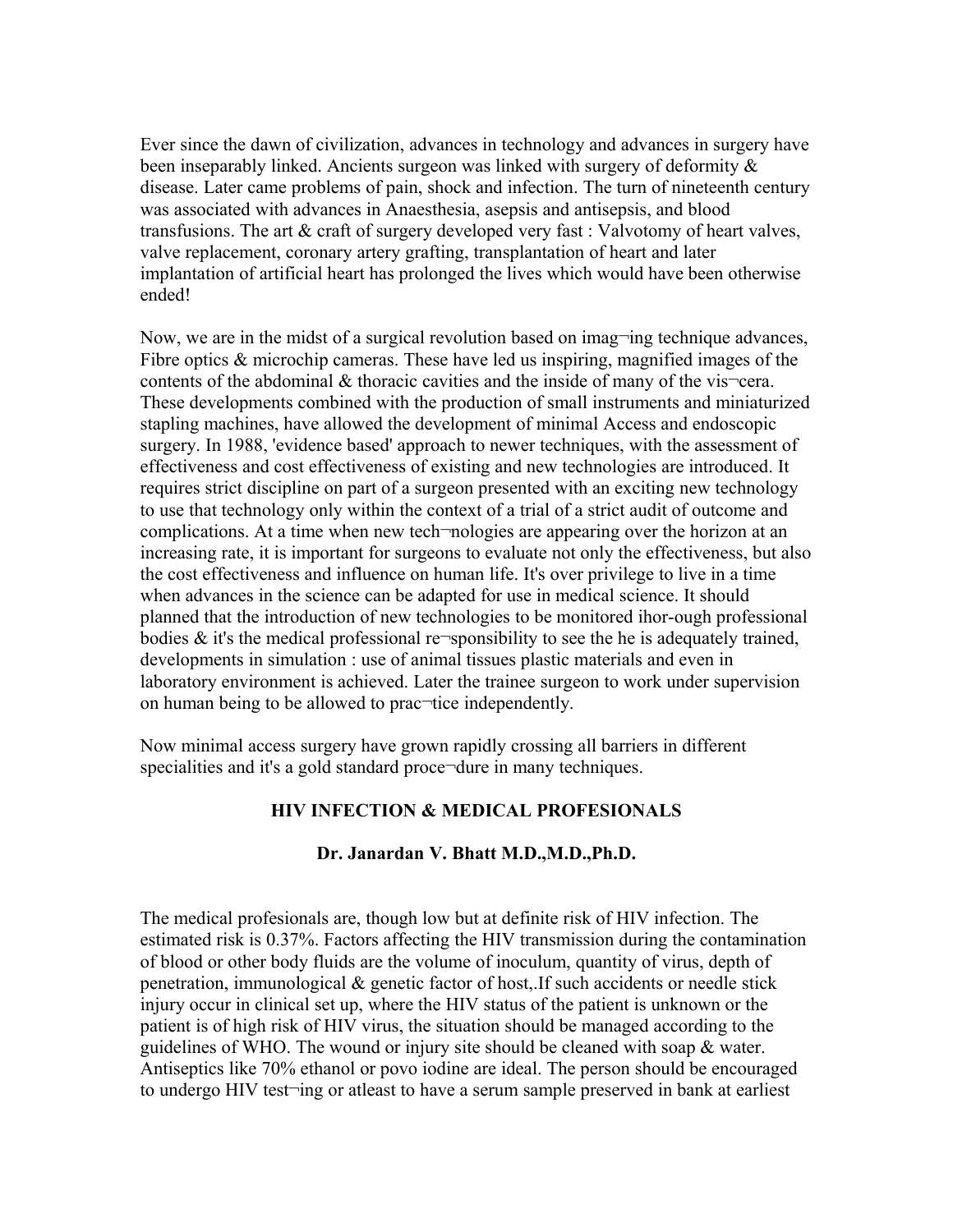Ever since the dawn of civilization, advances in technology and advances in surgery have been inseparably linked. Ancients surgeon was linked with surgery of deformity & disease. Later came problems of pain, shock and infection. The turn of nineteenth century was associated with advances in Anaesthesia, asepsis and antisepsis, and blood transfusions. The art & craft of surgery developed very fast : Valvotomy of heart valves, valve replacement, coronary artery grafting, transplantation of heart and later implantation of artificial heart has prolonged the lives which would have been otherwise ended!

Now, we are in the midst of a surgical revolution based on imag¬ing technique advances, Fibre optics & microchip cameras. These have led us inspiring, magnified images of the contents of the abdominal & thoracic cavities and the inside of many of the vis¬cera. These developments combined with the production of small instruments and miniaturized stapling machines, have allowed the development of minimal Access and endoscopic surgery. In 1988, 'evidence based' approach to newer techniques, with the assessment of effectiveness and cost effectiveness of existing and new technologies are introduced. It requires strict discipline on part of a surgeon presented with an exciting new technology to use that technology only within the context of a trial of a strict audit of outcome and complications. At a time when new tech¬nologies are appearing over the horizon at an increasing rate, it is important for surgeons to evaluate not only the effectiveness, but also the cost effectiveness and influence on human life. It's over privilege to live in a time when advances in the science can be adapted for use in medical science. It should planned that the introduction of new technologies to be monitored ihor-ough professional bodies & it's the medical professional re¬sponsibility to see the he is adequately trained, developments in simulation : use of animal tissues plastic materials and even in laboratory environment is achieved. Later the trainee surgeon to work under supervision on human being to be allowed to prac¬tice independently.

Now minimal access surgery have grown rapidly crossing all barriers in different specialities and it's a gold standard proce¬dure in many techniques.

## HIV INFECTION & MEDICAL PROFESIONALS

**Dr. Janardan V. Bhatt M.D.,M.D.,Ph.D.**

The medical profesionals are, though low but at definite risk of HIV infection. The estimated risk is 0.37%. Factors affecting the HIV transmission during the contamination of blood or other body fluids are the volume of inoculum, quantity of virus, depth of penetration, immunological & genetic factor of host,.If such accidents or needle stick injury occur in clinical set up, where the HIV status of the patient is unknown or the patient is of high risk of HIV virus, the situation should be managed according to the guidelines of WHO. The wound or injury site should be cleaned with soap & water. Antiseptics like 70% ethanol or povo iodine are ideal. The person should be encouraged to undergo HIV test¬ing or atleast to have a serum sample preserved in bank at earliest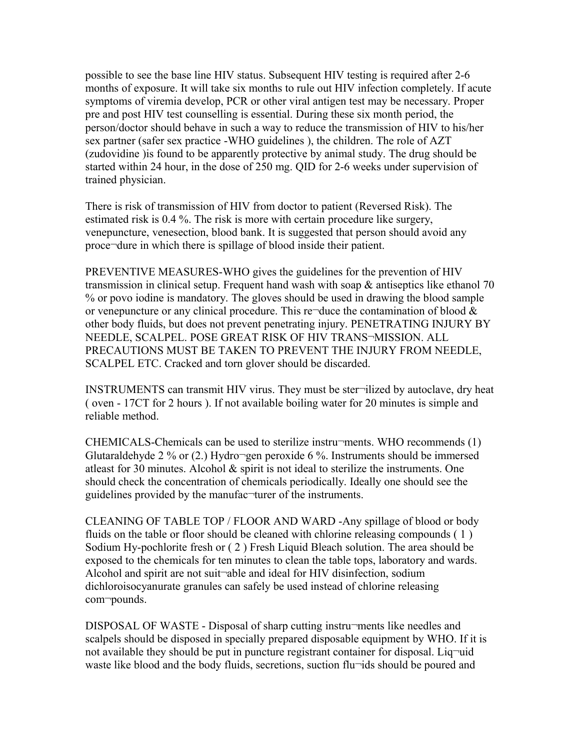possible to see the base line HIV status. Subsequent HIV testing is required after 2-6 months of exposure. It will take six months to rule out HIV infection completely. If acute symptoms of viremia develop, PCR or other viral antigen test may be necessary. Proper pre and post HIV test counselling is essential. During these six month period, the person/doctor should behave in such a way to reduce the transmission of HIV to his/her sex partner (safer sex practice -WHO guidelines ), the children. The role of AZT (zudovidine )is found to be apparently protective by animal study. The drug should be started within 24 hour, in the dose of 250 mg. QID for 2-6 weeks under supervision of trained physician.

There is risk of transmission of HIV from doctor to patient (Reversed Risk). The estimated risk is 0.4 %. The risk is more with certain procedure like surgery, venepuncture, venesection, blood bank. It is suggested that person should avoid any proce¬dure in which there is spillage of blood inside their patient.

PREVENTIVE MEASURES-WHO gives the guidelines for the prevention of HIV transmission in clinical setup. Frequent hand wash with soap & antiseptics like ethanol 70 % or povo iodine is mandatory. The gloves should be used in drawing the blood sample or venepuncture or any clinical procedure. This re¬duce the contamination of blood & other body fluids, but does not prevent penetrating injury. PENETRATING INJURY BY NEEDLE, SCALPEL. POSE GREAT RISK OF HIV TRANS¬MISSION. ALL PRECAUTIONS MUST BE TAKEN TO PREVENT THE INJURY FROM NEEDLE, SCALPEL ETC. Cracked and torn glover should be discarded.

INSTRUMENTS can transmit HIV virus. They must be ster¬ilized by autoclave, dry heat ( oven - 17CT for 2 hours ). If not available boiling water for 20 minutes is simple and reliable method.

CHEMICALS-Chemicals can be used to sterilize instru¬ments. WHO recommends (1) Glutaraldehyde 2 % or (2.) Hydro¬gen peroxide 6 %. Instruments should be immersed atleast for 30 minutes. Alcohol & spirit is not ideal to sterilize the instruments. One should check the concentration of chemicals periodically. Ideally one should see the guidelines provided by the manufac¬turer of the instruments.

CLEANING OF TABLE TOP / FLOOR AND WARD -Any spillage of blood or body fluids on the table or floor should be cleaned with chlorine releasing compounds ( 1 ) Sodium Hy-pochlorite fresh or ( 2 ) Fresh Liquid Bleach solution. The area should be exposed to the chemicals for ten minutes to clean the table tops, laboratory and wards. Alcohol and spirit are not suit¬able and ideal for HIV disinfection, sodium dichloroisocyanurate granules can safely be used instead of chlorine releasing com¬pounds.

DISPOSAL OF WASTE - Disposal of sharp cutting instru¬ments like needles and scalpels should be disposed in specially prepared disposable equipment by WHO. If it is not available they should be put in puncture registrant container for disposal. Liq¬uid waste like blood and the body fluids, secretions, suction flu¬ids should be poured and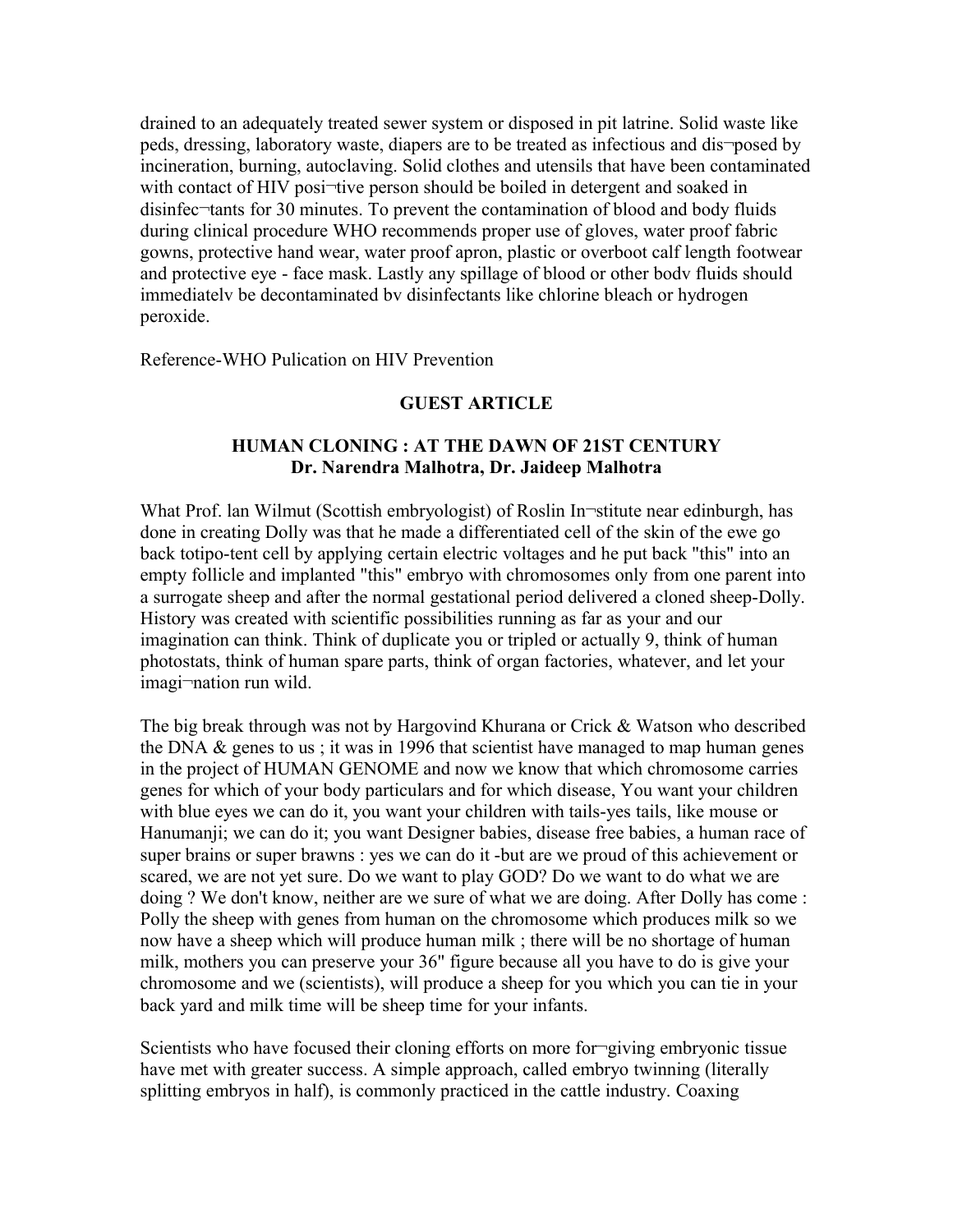drained to an adequately treated sewer system or disposed in pit latrine. Solid waste like peds, dressing, laboratory waste, diapers are to be treated as infectious and dis¬posed by incineration, burning, autoclaving. Solid clothes and utensils that have been contaminated with contact of HIV posi¬tive person should be boiled in detergent and soaked in disinfec¬tants for 30 minutes. To prevent the contamination of blood and body fluids during clinical procedure WHO recommends proper use of gloves, water proof fabric gowns, protective hand wear, water proof apron, plastic or overboot calf length footwear and protective eye - face mask. Lastly any spillage of blood or other bodv fluids should immediatelv be decontaminated bv disinfectants like chlorine bleach or hydrogen peroxide.

Reference-WHO Pulication on HIV Prevention

## GUEST ARTICLE

### HUMAN CLONING : AT THE DAWN OF 21ST CENTURY

**Dr. Narendra Malhotra, Dr. Jaideep Malhotra**

What Prof. lan Wilmut (Scottish embryologist) of Roslin In¬stitute near edinburgh, has done in creating Dolly was that he made a differentiated cell of the skin of the ewe go back totipo-tent cell by applying certain electric voltages and he put back "this" into an empty follicle and implanted "this" embryo with chromosomes only from one parent into a surrogate sheep and after the normal gestational period delivered a cloned sheep-Dolly. History was created with scientific possibilities running as far as your and our imagination can think. Think of duplicate you or tripled or actually 9, think of human photostats, think of human spare parts, think of organ factories, whatever, and let your imagi¬nation run wild.

The big break through was not by Hargovind Khurana or Crick & Watson who described the DNA & genes to us ; it was in 1996 that scientist have managed to map human genes in the project of HUMAN GENOME and now we know that which chromosome carries genes for which of your body particulars and for which disease, You want your children with blue eyes we can do it, you want your children with tails-yes tails, like mouse or Hanumanji; we can do it; you want Designer babies, disease free babies, a human race of super brains or super brawns : yes we can do it -but are we proud of this achievement or scared, we are not yet sure. Do we want to play GOD? Do we want to do what we are doing ? We don't know, neither are we sure of what we are doing. After Dolly has come : Polly the sheep with genes from human on the chromosome which produces milk so we now have a sheep which will produce human milk ; there will be no shortage of human milk, mothers you can preserve your 36" figure because all you have to do is give your chromosome and we (scientists), will produce a sheep for you which you can tie in your back yard and milk time will be sheep time for your infants.

Scientists who have focused their cloning efforts on more for¬giving embryonic tissue have met with greater success. A simple approach, called embryo twinning (literally splitting embryos in half), is commonly practiced in the cattle industry. Coaxing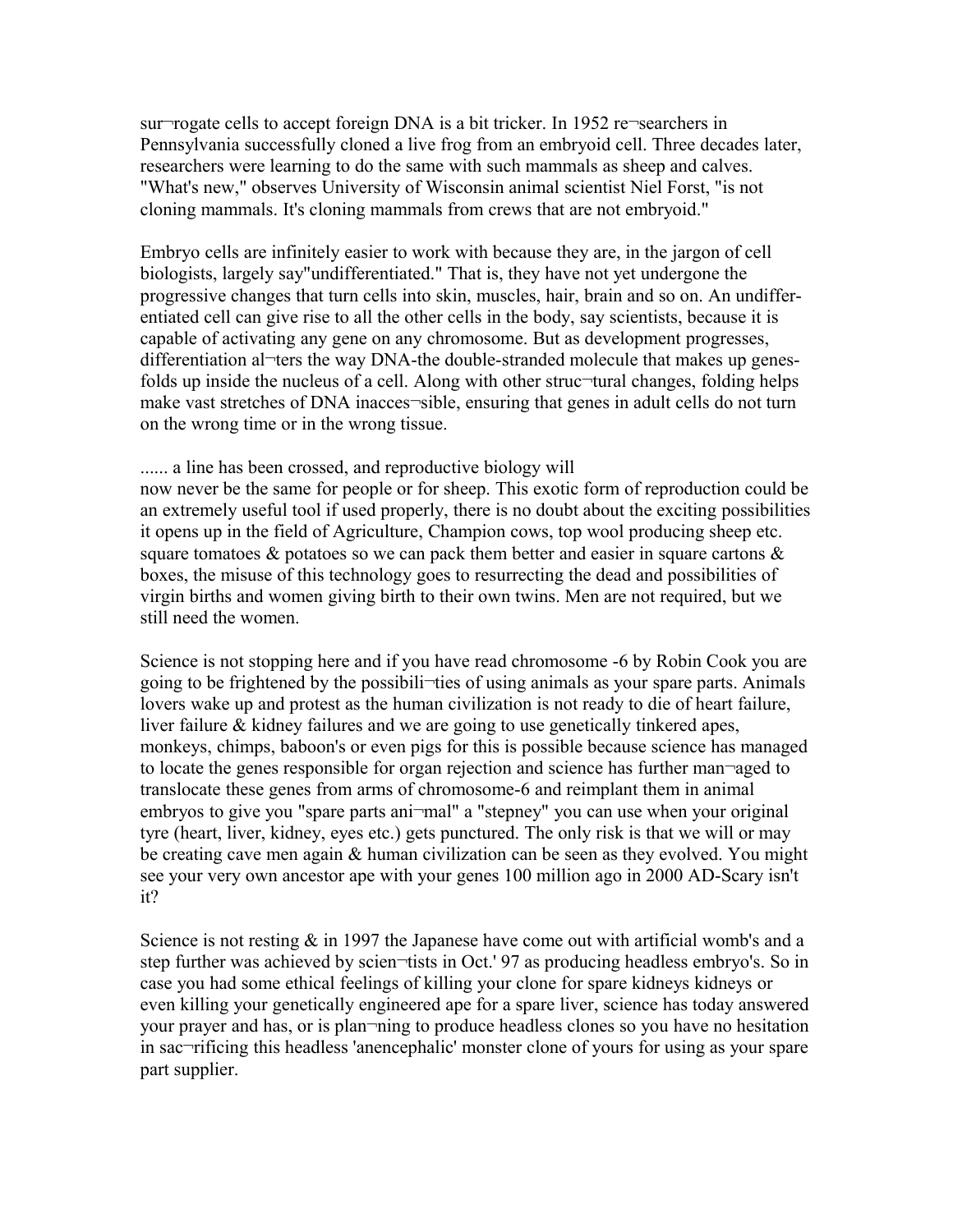sur¬rogate cells to accept foreign DNA is a bit tricker. In 1952 re¬searchers in Pennsylvania successfully cloned a live frog from an embryoid cell. Three decades later, researchers were learning to do the same with such mammals as sheep and calves. "What's new," observes University of Wisconsin animal scientist Niel Forst, "is not cloning mammals. It's cloning mammals from crews that are not embryoid."

Embryo cells are infinitely easier to work with because they are, in the jargon of cell biologists, largely say"undifferentiated." That is, they have not yet undergone the progressive changes that turn cells into skin, muscles, hair, brain and so on. An undifferentiated cell can give rise to all the other cells in the body, say scientists, because it is capable of activating any gene on any chromosome. But as development progresses, differentiation al¬ters the way DNA-the double-stranded molecule that makes up genes-folds up inside the nucleus of a cell. Along with other struc¬tural changes, folding helps make vast stretches of DNA inacces¬sible, ensuring that genes in adult cells do not turn on the wrong time or in the wrong tissue.

...... a line has been crossed, and reproductive biology will now never be the same for people or for sheep. This exotic form of reproduction could be an extremely useful tool if used properly, there is no doubt about the exciting possibilities it opens up in the field of Agriculture, Champion cows, top wool producing sheep etc. square tomatoes & potatoes so we can pack them better and easier in square cartons & boxes, the misuse of this technology goes to resurrecting the dead and possibilities of virgin births and women giving birth to their own twins. Men are not required, but we still need the women.

Science is not stopping here and if you have read chromosome -6 by Robin Cook you are going to be frightened by the possibili¬ties of using animals as your spare parts. Animals lovers wake up and protest as the human civilization is not ready to die of heart failure, liver failure & kidney failures and we are going to use genetically tinkered apes, monkeys, chimps, baboon's or even pigs for this is possible because science has managed to locate the genes responsible for organ rejection and science has further man¬aged to translocate these genes from arms of chromosome-6 and reimplant them in animal embryos to give you "spare parts ani¬mal" a "stepney" you can use when your original tyre (heart, liver, kidney, eyes etc.) gets punctured. The only risk is that we will or may be creating cave men again & human civilization can be seen as they evolved. You might see your very own ancestor ape with your genes 100 million ago in 2000 AD-Scary isn't it?

Science is not resting & in 1997 the Japanese have come out with artificial womb's and a step further was achieved by scien¬tists in Oct.' 97 as producing headless embryo's. So in case you had some ethical feelings of killing your clone for spare kidneys kidneys or even killing your genetically engineered ape for a spare liver, science has today answered your prayer and has, or is plan¬ning to produce headless clones so you have no hesitation in sac¬rificing this headless 'anencephalic' monster clone of yours for using as your spare part supplier.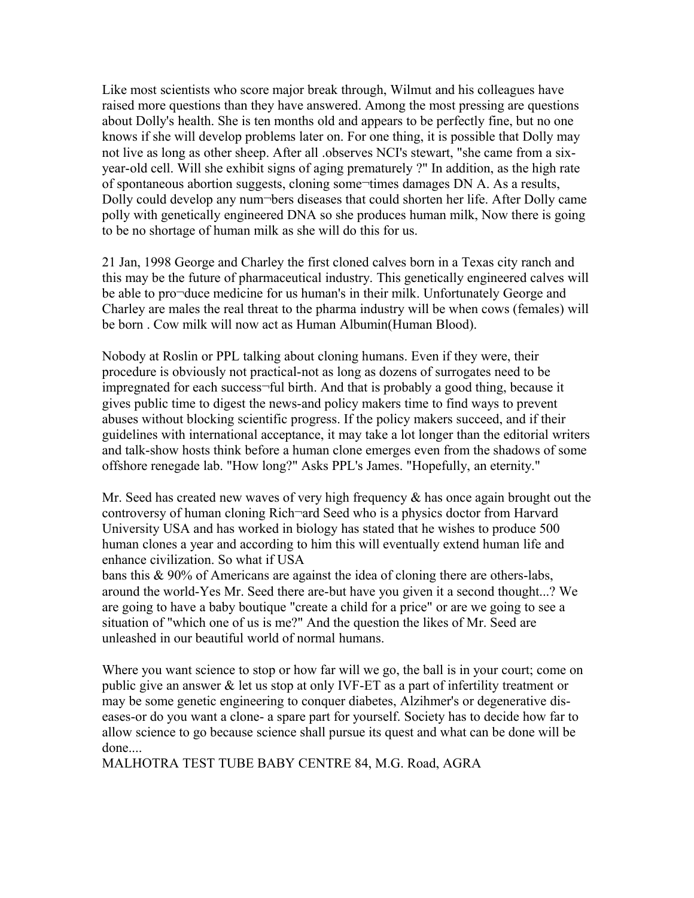Like most scientists who score major break through, Wilmut and his colleagues have raised more questions than they have answered. Among the most pressing are questions about Dolly's health. She is ten months old and appears to be perfectly fine, but no one knows if she will develop problems later on. For one thing, it is possible that Dolly may not live as long as other sheep. After all .observes NCI's stewart, "she came from a six-year-old cell. Will she exhibit signs of aging prematurely ?" In addition, as the high rate of spontaneous abortion suggests, cloning some¬times damages DN A. As a results, Dolly could develop any num¬bers diseases that could shorten her life. After Dolly came polly with genetically engineered DNA so she produces human milk, Now there is going to be no shortage of human milk as she will do this for us.

21 Jan, 1998 George and Charley the first cloned calves born in a Texas city ranch and this may be the future of pharmaceutical industry. This genetically engineered calves will be able to pro¬duce medicine for us human's in their milk. Unfortunately George and Charley are males the real threat to the pharma industry will be when cows (females) will be born . Cow milk will now act as Human Albumin(Human Blood).

Nobody at Roslin or PPL talking about cloning humans. Even if they were, their procedure is obviously not practical-not as long as dozens of surrogates need to be impregnated for each success¬ful birth. And that is probably a good thing, because it gives public time to digest the news-and policy makers time to find ways to prevent abuses without blocking scientific progress. If the policy makers succeed, and if their guidelines with international acceptance, it may take a lot longer than the editorial writers and talk-show hosts think before a human clone emerges even from the shadows of some offshore renegade lab. "How long?" Asks PPL's James. "Hopefully, an eternity."

Mr. Seed has created new waves of very high frequency & has once again brought out the controversy of human cloning Rich¬ard Seed who is a physics doctor from Harvard University USA and has worked in biology has stated that he wishes to produce 500 human clones a year and according to him this will eventually extend human life and enhance civilization. So what if USA bans this & 90% of Americans are against the idea of cloning there are others-labs, around the world-Yes Mr. Seed there are-but have you given it a second thought...? We are going to have a baby boutique "create a child for a price" or are we going to see a situation of "which one of us is me?" And the question the likes of Mr. Seed are unleashed in our beautiful world of normal humans.

Where you want science to stop or how far will we go, the ball is in your court; come on public give an answer & let us stop at only IVF-ET as a part of infertility treatment or may be some genetic engineering to conquer diabetes, Alzihmer's or degenerative dis-eases-or do you want a clone- a spare part for yourself. Society has to decide how far to allow science to go because science shall pursue its quest and what can be done will be done....

MALHOTRA TEST TUBE BABY CENTRE 84, M.G. Road, AGRA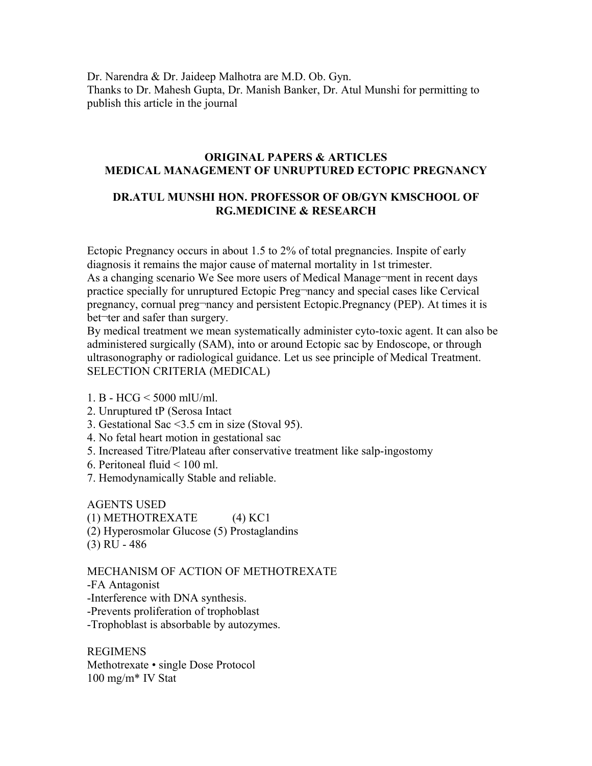Dr. Narendra & Dr. Jaideep Malhotra are M.D. Ob. Gyn.
Thanks to Dr. Mahesh Gupta, Dr. Manish Banker, Dr. Atul Munshi for permitting to publish this article in the journal

## ORIGINAL PAPERS & ARTICLES
## MEDICAL MANAGEMENT OF UNRUPTURED ECTOPIC PREGNANCY

### DR.ATUL MUNSHI HON. PROFESSOR OF OB/GYN KMSCHOOL OF RG.MEDICINE & RESEARCH

Ectopic Pregnancy occurs in about 1.5 to 2% of total pregnancies. Inspite of early diagnosis it remains the major cause of maternal mortality in 1st trimester.
As a changing scenario We See more users of Manage¬ment in recent days practice specially for unruptured Ectopic Preg¬nancy and special cases like Cervical pregnancy, cornual preg¬nancy and persistent Ectopic.Pregnancy (PEP). At times it is bet¬ter and safer than surgery.
By medical treatment we mean systematically administer cyto-toxic agent. It can also be administered surgically (SAM), into or around Ectopic sac by Endoscope, or through ultrasonography or radiological guidance. Let us see principle of Medical Treatment.
SELECTION CRITERIA (MEDICAL)

1. B - HCG < 5000 mlU/ml.
2. Unruptured tP (Serosa Intact
3. Gestational Sac <3.5 cm in size (Stoval 95).
4. No fetal heart motion in gestational sac
5. Increased Titre/Plateau after conservative treatment like salp-ingostomy
6. Peritoneal fluid < 100 ml.
7. Hemodynamically Stable and reliable.

AGENTS USED
(1) METHOTREXATE (4) KC1
(2) Hyperosmolar Glucose (5) Prostaglandins
(3) RU - 486

MECHANISM OF ACTION OF METHOTREXATE
-FA Antagonist
-Interference with DNA synthesis.
-Prevents proliferation of trophoblast
-Trophoblast is absorbable by autozymes.

REGIMENS
Methotrexate • single Dose Protocol
100 mg/m* IV Stat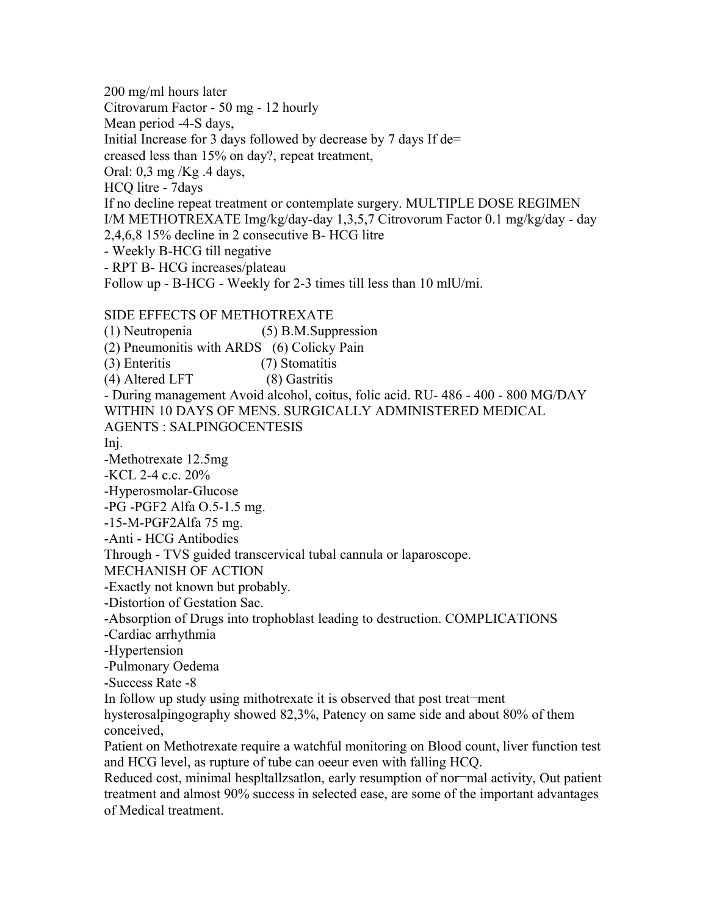200 mg/ml hours later
Citrovarum Factor - 50 mg - 12 hourly
Mean period -4-S days,
Initial Increase for 3 days followed by decrease by 7 days If de=
creased less than 15% on day?, repeat treatment,
Oral: 0,3 mg /Kg .4 days,
HCQ litre - 7days
If no decline repeat treatment or contemplate surgery. MULTIPLE DOSE REGIMEN
I/M METHOTREXATE Img/kg/day-day 1,3,5,7 Citrovorum Factor 0.1 mg/kg/day - day 2,4,6,8 15% decline in 2 consecutive B- HCG litre
- Weekly B-HCG till negative
- RPT B- HCG increases/plateau
Follow up - B-HCG - Weekly for 2-3 times till less than 10 mlU/mi.

SIDE EFFECTS OF METHOTREXATE
(1) Neutropenia (5) B.M.Suppression
(2) Pneumonitis with ARDS (6) Colicky Pain
(3) Enteritis (7) Stomatitis
(4) Altered LFT (8) Gastritis
- During management Avoid alcohol, coitus, folic acid. RU- 486 - 400 - 800 MG/DAY WITHIN 10 DAYS OF MENS. SURGICALLY ADMINISTERED MEDICAL AGENTS : SALPINGOCENTESIS
Inj.
-Methotrexate 12.5mg
-KCL 2-4 c.c. 20%
-Hyperosmolar-Glucose
-PG -PGF2 Alfa O.5-1.5 mg.
-15-M-PGF2Alfa 75 mg.
-Anti - HCG Antibodies
Through - TVS guided transcervical tubal cannula or laparoscope.
MECHANISH OF ACTION
-Exactly not known but probably.
-Distortion of Gestation Sac.
-Absorption of Drugs into trophoblast leading to destruction. COMPLICATIONS
-Cardiac arrhythmia
-Hypertension
-Pulmonary Oedema
-Success Rate -8
In follow up study using mithotrexate it is observed that post treat¬ment hysterosalpingography showed 82,3%, Patency on same side and about 80% of them conceived,
Patient on Methotrexate require a watchful monitoring on Blood count, liver function test and HCG level, as rupture of tube can oeeur even with falling HCQ.
Reduced cost, minimal hespltallzsatlon, early resumption of nor¬mal activity, Out patient treatment and almost 90% success in selected ease, are some of the important advantages of Medical treatment.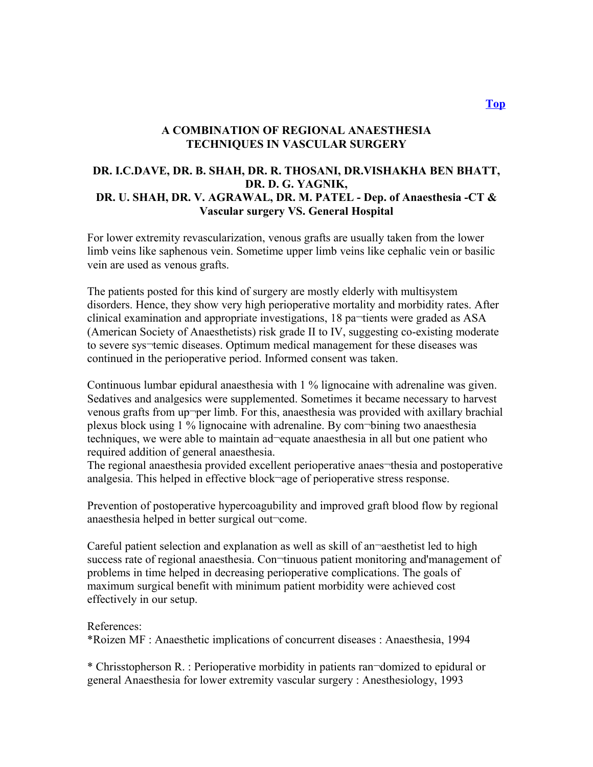[Top](#)

## A COMBINATION OF REGIONAL ANAESTHESIA TECHNIQUES IN VASCULAR SURGERY

**DR. I.C.DAVE, DR. B. SHAH, DR. R. THOSANI, DR.VISHAKHA BEN BHATT, DR. D. G. YAGNIK, DR. U. SHAH, DR. V. AGRAWAL, DR. M. PATEL - Dep. of Anaesthesia -CT & Vascular surgery VS. General Hospital**

For lower extremity revascularization, venous grafts are usually taken from the lower limb veins like saphenous vein. Sometime upper limb veins like cephalic vein or basilic vein are used as venous grafts.

The patients posted for this kind of surgery are mostly elderly with multisystem disorders. Hence, they show very high perioperative mortality and morbidity rates. After clinical examination and appropriate investigations, 18 pa¬tients were graded as ASA (American Society of Anaesthetists) risk grade II to IV, suggesting co-existing moderate to severe sys¬temic diseases. Optimum medical management for these diseases was continued in the perioperative period. Informed consent was taken.

Continuous lumbar epidural anaesthesia with 1 % lignocaine with adrenaline was given. Sedatives and analgesics were supplemented. Sometimes it became necessary to harvest venous grafts from up¬per limb. For this, anaesthesia was provided with axillary brachial plexus block using 1 % lignocaine with adrenaline. By com¬bining two anaesthesia techniques, we were able to maintain ad¬equate anaesthesia in all but one patient who required addition of general anaesthesia.
The regional anaesthesia provided excellent perioperative anaes¬thesia and postoperative analgesia. This helped in effective block¬age of perioperative stress response.

Prevention of postoperative hypercoagubility and improved graft blood flow by regional anaesthesia helped in better surgical out¬come.

Careful patient selection and explanation as well as skill of an¬aesthetist led to high success rate of regional anaesthesia. Con¬tinuous patient monitoring and'management of problems in time helped in decreasing perioperative complications. The goals of maximum surgical benefit with minimum patient morbidity were achieved cost effectively in our setup.

References:
*Roizen MF : Anaesthetic implications of concurrent diseases : Anaesthesia, 1994

* Chrisstopherson R. : Perioperative morbidity in patients ran¬domized to epidural or general Anaesthesia for lower extremity vascular surgery : Anesthesiology, 1993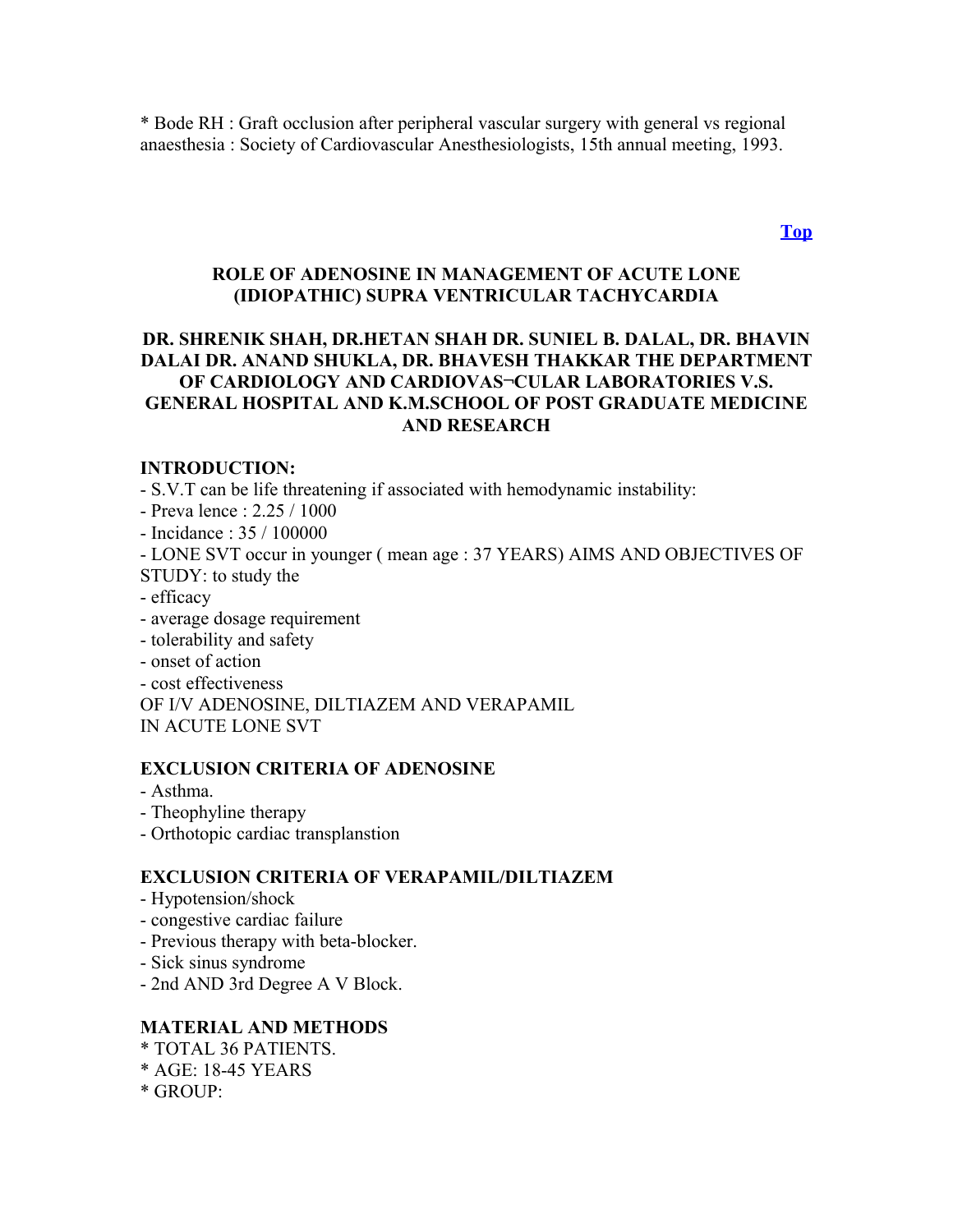* Bode RH : Graft occlusion after peripheral vascular surgery with general vs regional anaesthesia : Society of Cardiovascular Anesthesiologists, 15th annual meeting, 1993.

[Top]

## ROLE OF ADENOSINE IN MANAGEMENT OF ACUTE LONE (IDIOPATHIC) SUPRA VENTRICULAR TACHYCARDIA

**DR. SHRENIK SHAH, DR.HETAN SHAH DR. SUNIEL B. DALAL, DR. BHAVIN DALAI DR. ANAND SHUKLA, DR. BHAVESH THAKKAR THE DEPARTMENT OF CARDIOLOGY AND CARDIOVAS¬CULAR LABORATORIES V.S. GENERAL HOSPITAL AND K.M.SCHOOL OF POST GRADUATE MEDICINE AND RESEARCH**

### INTRODUCTION:

- S.V.T can be life threatening if associated with hemodynamic instability:
- Preva lence : 2.25 / 1000
- Incidance : 35 / 100000
- LONE SVT occur in younger ( mean age : 37 YEARS) AIMS AND OBJECTIVES OF STUDY: to study the
- efficacy
- average dosage requirement
- tolerability and safety
- onset of action
- cost effectiveness

OF I/V ADENOSINE, DILTIAZEM AND VERAPAMIL
IN ACUTE LONE SVT

### EXCLUSION CRITERIA OF ADENOSINE

- Asthma.
- Theophyline therapy
- Orthotopic cardiac transplanstion

### EXCLUSION CRITERIA OF VERAPAMIL/DILTIAZEM

- Hypotension/shock
- congestive cardiac failure
- Previous therapy with beta-blocker.
- Sick sinus syndrome
- 2nd AND 3rd Degree A V Block.

### MATERIAL AND METHODS

* TOTAL 36 PATIENTS.
* AGE: 18-45 YEARS
* GROUP: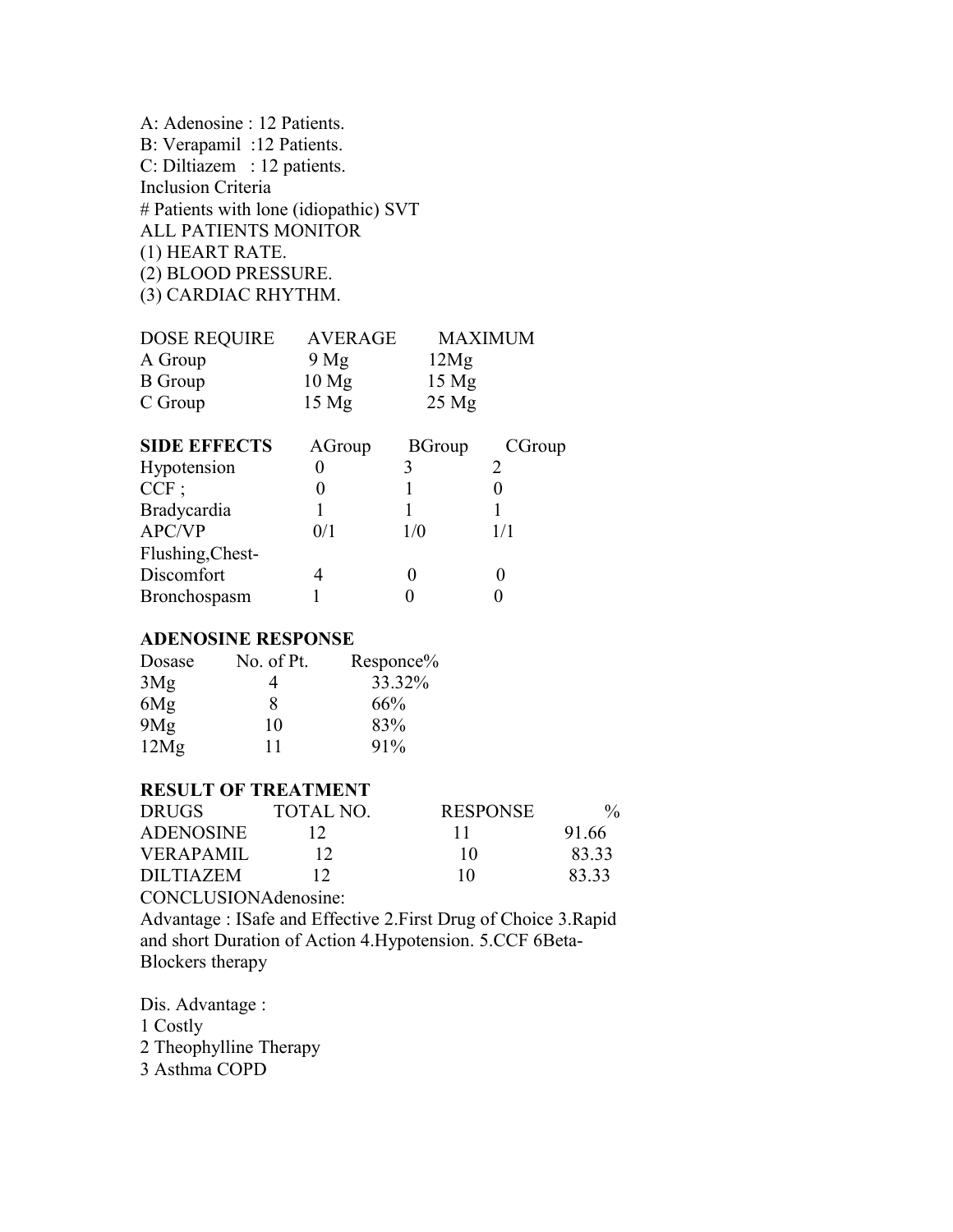A: Adenosine : 12 Patients.
B: Verapamil :12 Patients.
C: Diltiazem : 12 patients.
Inclusion Criteria
# Patients with lone (idiopathic) SVT
ALL PATIENTS MONITOR
(1) HEART RATE.
(2) BLOOD PRESSURE.
(3) CARDIAC RHYTHM.

| DOSE REQUIRE | AVERAGE | MAXIMUM |
|---|---|---|
| A Group | 9 Mg | 12Mg |
| B Group | 10 Mg | 15 Mg |
| C Group | 15 Mg | 25 Mg |

| **SIDE EFFECTS** | AGroup | BGroup | CGroup |
|---|---|---|---|
| Hypotension | 0 | 3 | 2 |
| CCF ; | 0 | 1 | 0 |
| Bradycardia | 1 | 1 | 1 |
| APC/VP | 0/1 | 1/0 | 1/1 |
| Flushing,Chest-Discomfort | 4 | 0 | 0 |
| Bronchospasm | 1 | 0 | 0 |

**ADENOSINE RESPONSE**

| Dosase | No. of Pt. | Responce% |
|---|---|---|
| 3Mg | 4 | 33.32% |
| 6Mg | 8 | 66% |
| 9Mg | 10 | 83% |
| 12Mg | 11 | 91% |

**RESULT OF TREATMENT**

| DRUGS | TOTAL NO. | RESPONSE | % |
|---|---|---|---|
| ADENOSINE | 12 | 11 | 91.66 |
| VERAPAMIL | 12 | 10 | 83.33 |
| DILTIAZEM | 12 | 10 | 83.33 |

CONCLUSIONAdenosine:

Advantage : ISafe and Effective 2.First Drug of Choice 3.Rapid and short Duration of Action 4.Hypotension. 5.CCF 6Beta-Blockers therapy

Dis. Advantage :
1 Costly
2 Theophylline Therapy
3 Asthma COPD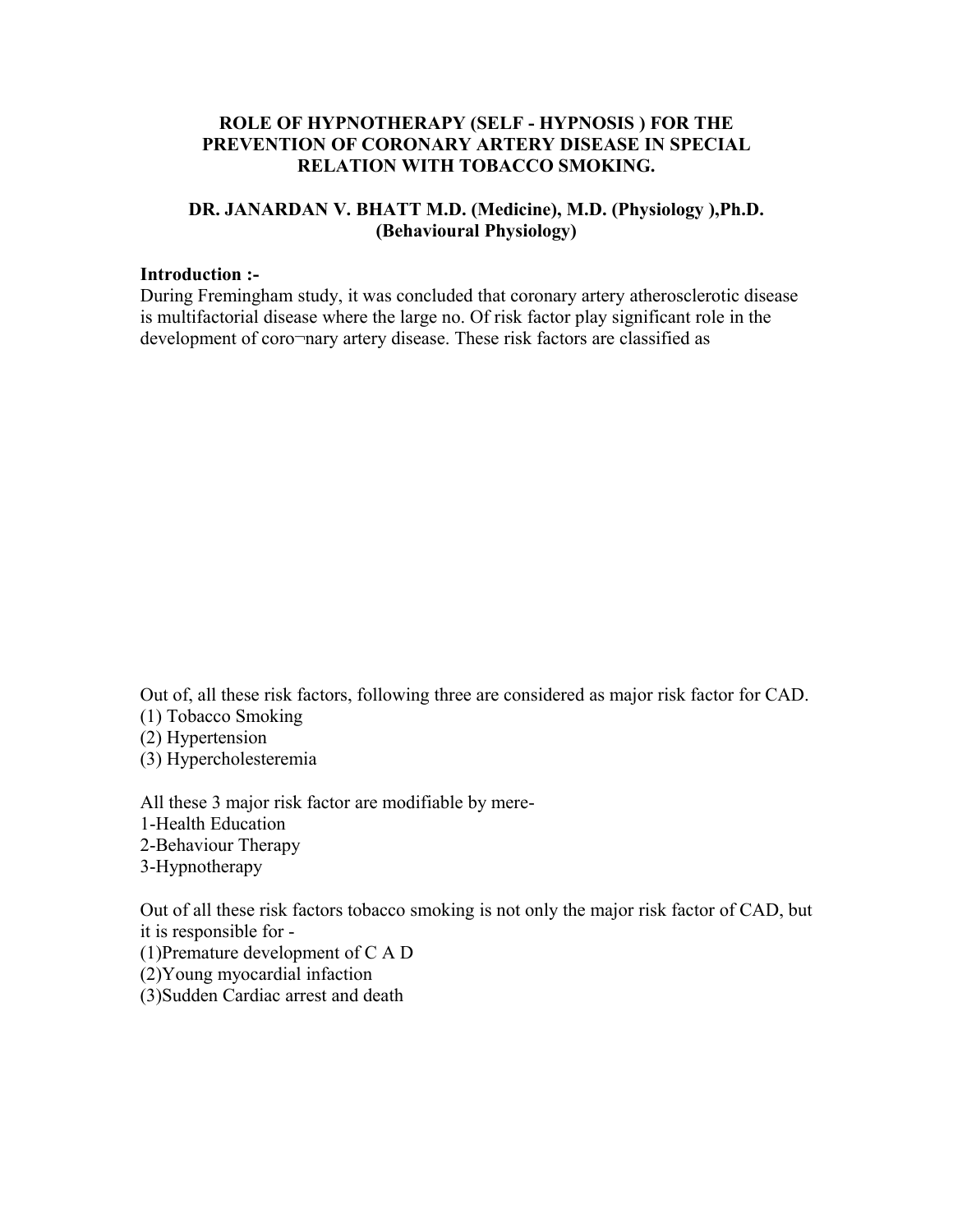**ROLE OF HYPNOTHERAPY (SELF - HYPNOSIS ) FOR THE PREVENTION OF CORONARY ARTERY DISEASE IN SPECIAL RELATION WITH TOBACCO SMOKING.**

**DR. JANARDAN V. BHATT M.D. (Medicine), M.D. (Physiology ),Ph.D. (Behavioural Physiology)**

**Introduction :-**

During Fremingham study, it was concluded that coronary artery atherosclerotic disease is multifactorial disease where the large no. Of risk factor play significant role in the development of coro¬nary artery disease. These risk factors are classified as

Out of, all these risk factors, following three are considered as major risk factor for CAD.

(1) Tobacco Smoking
(2) Hypertension
(3) Hypercholesteremia

All these 3 major risk factor are modifiable by mere-

1-Health Education
2-Behaviour Therapy
3-Hypnotherapy

Out of all these risk factors tobacco smoking is not only the major risk factor of CAD, but it is responsible for -

(1)Premature development of C A D
(2)Young myocardial infaction
(3)Sudden Cardiac arrest and death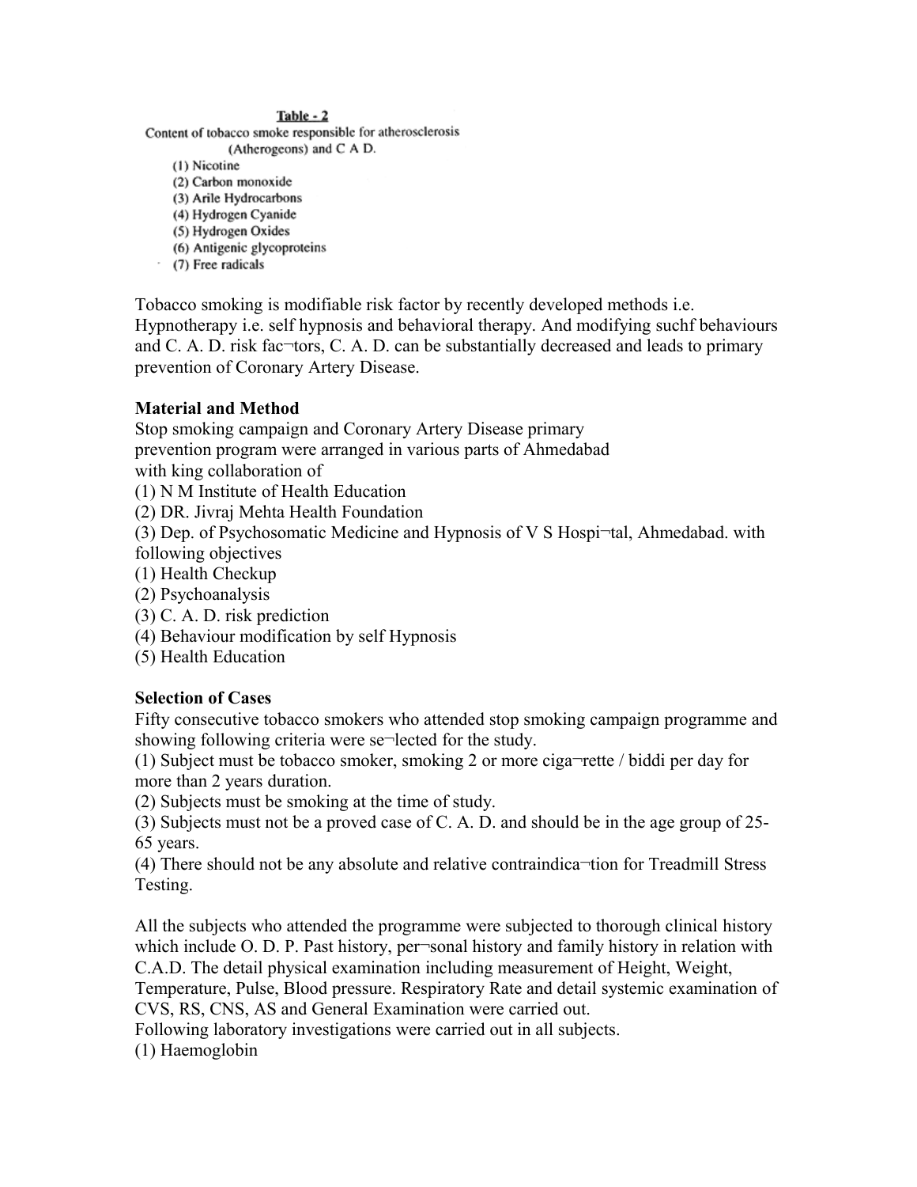**Table - 2**

Content of tobacco smoke responsible for atherosclerosis (Atherogeons) and C A D.

(1) Nicotine
(2) Carbon monoxide
(3) Arile Hydrocarbons
(4) Hydrogen Cyanide
(5) Hydrogen Oxides
(6) Antigenic glycoproteins
(7) Free radicals

Tobacco smoking is modifiable risk factor by recently developed methods i.e. Hypnotherapy i.e. self hypnosis and behavioral therapy. And modifying suchf behaviours and C. A. D. risk fac¬tors, C. A. D. can be substantially decreased and leads to primary prevention of Coronary Artery Disease.

**Material and Method**

Stop smoking campaign and Coronary Artery Disease primary prevention program were arranged in various parts of Ahmedabad with king collaboration of

(1) N M Institute of Health Education
(2) DR. Jivraj Mehta Health Foundation
(3) Dep. of Psychosomatic Medicine and Hypnosis of V S Hospi¬tal, Ahmedabad. with following objectives

(1) Health Checkup
(2) Psychoanalysis
(3) C. A. D. risk prediction
(4) Behaviour modification by self Hypnosis
(5) Health Education

**Selection of Cases**

Fifty consecutive tobacco smokers who attended stop smoking campaign programme and showing following criteria were se¬lected for the study.

(1) Subject must be tobacco smoker, smoking 2 or more ciga¬rette / biddi per day for more than 2 years duration.
(2) Subjects must be smoking at the time of study.
(3) Subjects must not be a proved case of C. A. D. and should be in the age group of 25-65 years.
(4) There should not be any absolute and relative contraindica¬tion for Treadmill Stress Testing.

All the subjects who attended the programme were subjected to thorough clinical history which include O. D. P. Past history, per¬sonal history and family history in relation with C.A.D. The detail physical examination including measurement of Height, Weight, Temperature, Pulse, Blood pressure. Respiratory Rate and detail systemic examination of CVS, RS, CNS, AS and General Examination were carried out.

Following laboratory investigations were carried out in all subjects.

(1) Haemoglobin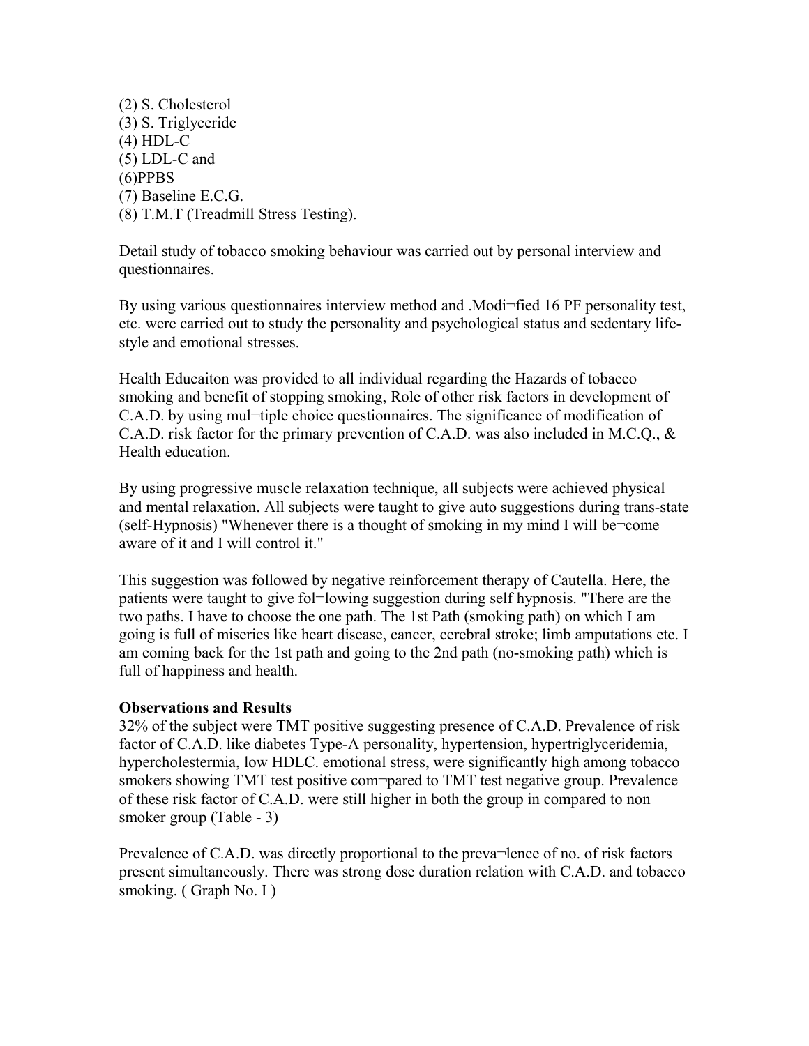(2) S. Cholesterol
(3) S. Triglyceride
(4) HDL-C
(5) LDL-C and
(6)PPBS
(7) Baseline E.C.G.
(8) T.M.T (Treadmill Stress Testing).

Detail study of tobacco smoking behaviour was carried out by personal interview and questionnaires.

By using various questionnaires interview method and .Modi¬fied 16 PF personality test, etc. were carried out to study the personality and psychological status and sedentary life-style and emotional stresses.

Health Educaiton was provided to all individual regarding the Hazards of tobacco smoking and benefit of stopping smoking, Role of other risk factors in development of C.A.D. by using mul¬tiple choice questionnaires. The significance of modification of C.A.D. risk factor for the primary prevention of C.A.D. was also included in M.C.Q., & Health education.

By using progressive muscle relaxation technique, all subjects were achieved physical and mental relaxation. All subjects were taught to give auto suggestions during trans-state (self-Hypnosis) "Whenever there is a thought of smoking in my mind I will be¬come aware of it and I will control it."

This suggestion was followed by negative reinforcement therapy of Cautella. Here, the patients were taught to give fol¬lowing suggestion during self hypnosis. "There are the two paths. I have to choose the one path. The 1st Path (smoking path) on which I am going is full of miseries like heart disease, cancer, cerebral stroke; limb amputations etc. I am coming back for the 1st path and going to the 2nd path (no-smoking path) which is full of happiness and health.

**Observations and Results**

32% of the subject were TMT positive suggesting presence of C.A.D. Prevalence of risk factor of C.A.D. like diabetes Type-A personality, hypertension, hypertriglyceridemia, hypercholestermia, low HDLC. emotional stress, were significantly high among tobacco smokers showing TMT test positive com¬pared to TMT test negative group. Prevalence of these risk factor of C.A.D. were still higher in both the group in compared to non smoker group (Table - 3)

Prevalence of C.A.D. was directly proportional to the preva¬lence of no. of risk factors present simultaneously. There was strong dose duration relation with C.A.D. and tobacco smoking. ( Graph No. I )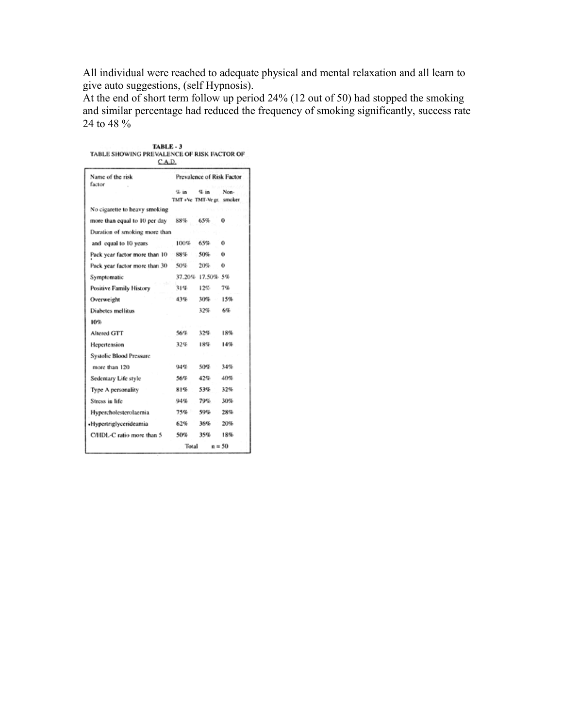All individual were reached to adequate physical and mental relaxation and all learn to give auto suggestions, (self Hypnosis).

At the end of short term follow up period 24% (12 out of 50) had stopped the smoking and similar percentage had reduced the frequency of smoking significantly, success rate 24 to 48 %

**TABLE - 3**
**TABLE SHOWING PREVALENCE OF RISK FACTOR OF C.A.D.**

| Name of the risk factor | Prevalence of Risk Factor | | |
|---|---|---|---|
| | % in TMT +Ve | % in TMT-Ve gr. | Non-smoker |
| No cigarette to heavy smoking more than equal to 10 per day | 88% | 65% | 0 |
| Duration of smoking more than and equal to 10 years | 100% | 65% | 0 |
| Pack year factor more than 10 | 88% | 50% | 0 |
| Pack year factor more than 30 | 50% | 20% | 0 |
| Symptomatic | 37.20% | 17.50% | 5% |
| Positive Family History | 31% | 12% | 7% |
| Overweight | 43% | 30% | 15% |
| Diabetes mellitus 10% | | 32% | 6% |
| Altered GTT | 56% | 32% | 18% |
| Hepertension | 32% | 18% | 14% |
| Systolic Blood Pressure more than 120 | 94% | 50% | 34% |
| Sedentary Life style | 56% | 42% | 40% |
| Type A personality | 81% | 53% | 32% |
| Stress in life | 94% | 79% | 30% |
| Hypercholesterolaemia | 75% | 59% | 28% |
| •Hypertriglycerideamia | 62% | 36% | 20% |
| C/HDL-C ratio more than 5 | 50% | 35% | 18% |
| | Total | n = 50 | |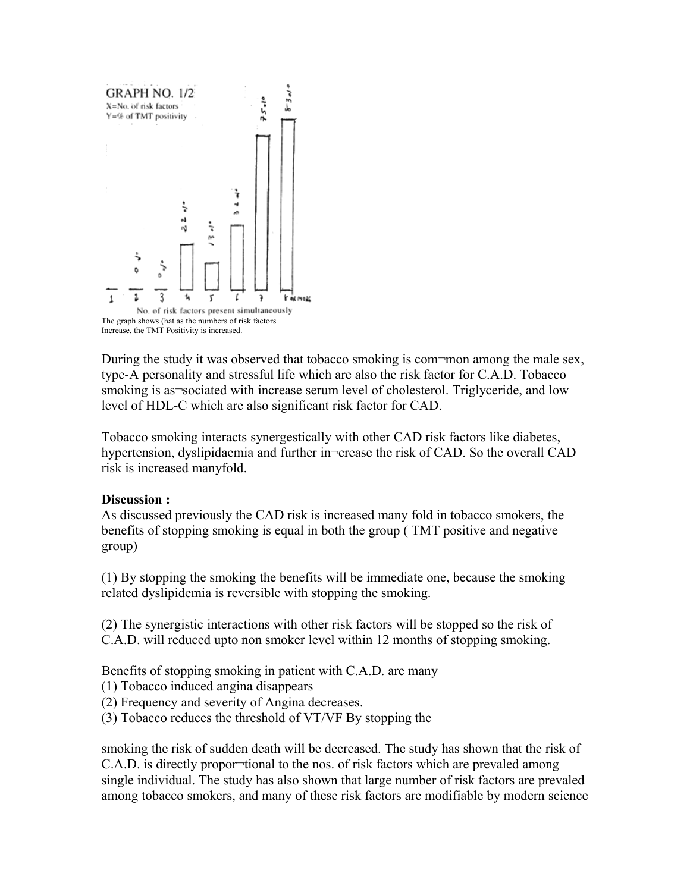GRAPH NO. 1/2

X=No. of risk factors

Y=% of TMT positivity

| No. of risk factors present simultaneously | % of TMT positivity |
| --- | --- |
| 1 | – |
| 2 | 0% |
| 3 | 0% |
| 4 | 22% |
| 5 | 13% |
| 6 | 32% |
| 7 | 75% |
| 8 or more | 83% |

The graph shows (hat as the numbers of risk factors Increase, the TMT Positivity is increased.

During the study it was observed that tobacco smoking is com¬mon among the male sex, type-A personality and stressful life which are also the risk factor for C.A.D. Tobacco smoking is as¬sociated with increase serum level of cholesterol. Triglyceride, and low level of HDL-C which are also significant risk factor for CAD.

Tobacco smoking interacts synergestically with other CAD risk factors like diabetes, hypertension, dyslipidaemia and further in¬crease the risk of CAD. So the overall CAD risk is increased manyfold.

**Discussion :**

As discussed previously the CAD risk is increased many fold in tobacco smokers, the benefits of stopping smoking is equal in both the group ( TMT positive and negative group)

(1) By stopping the smoking the benefits will be immediate one, because the smoking related dyslipidemia is reversible with stopping the smoking.

(2) The synergistic interactions with other risk factors will be stopped so the risk of C.A.D. will reduced upto non smoker level within 12 months of stopping smoking.

Benefits of stopping smoking in patient with C.A.D. are many

(1) Tobacco induced angina disappears

(2) Frequency and severity of Angina decreases.

(3) Tobacco reduces the threshold of VT/VF By stopping the

smoking the risk of sudden death will be decreased. The study has shown that the risk of C.A.D. is directly propor¬tional to the nos. of risk factors which are prevaled among single individual. The study has also shown that large number of risk factors are prevaled among tobacco smokers, and many of these risk factors are modifiable by modern science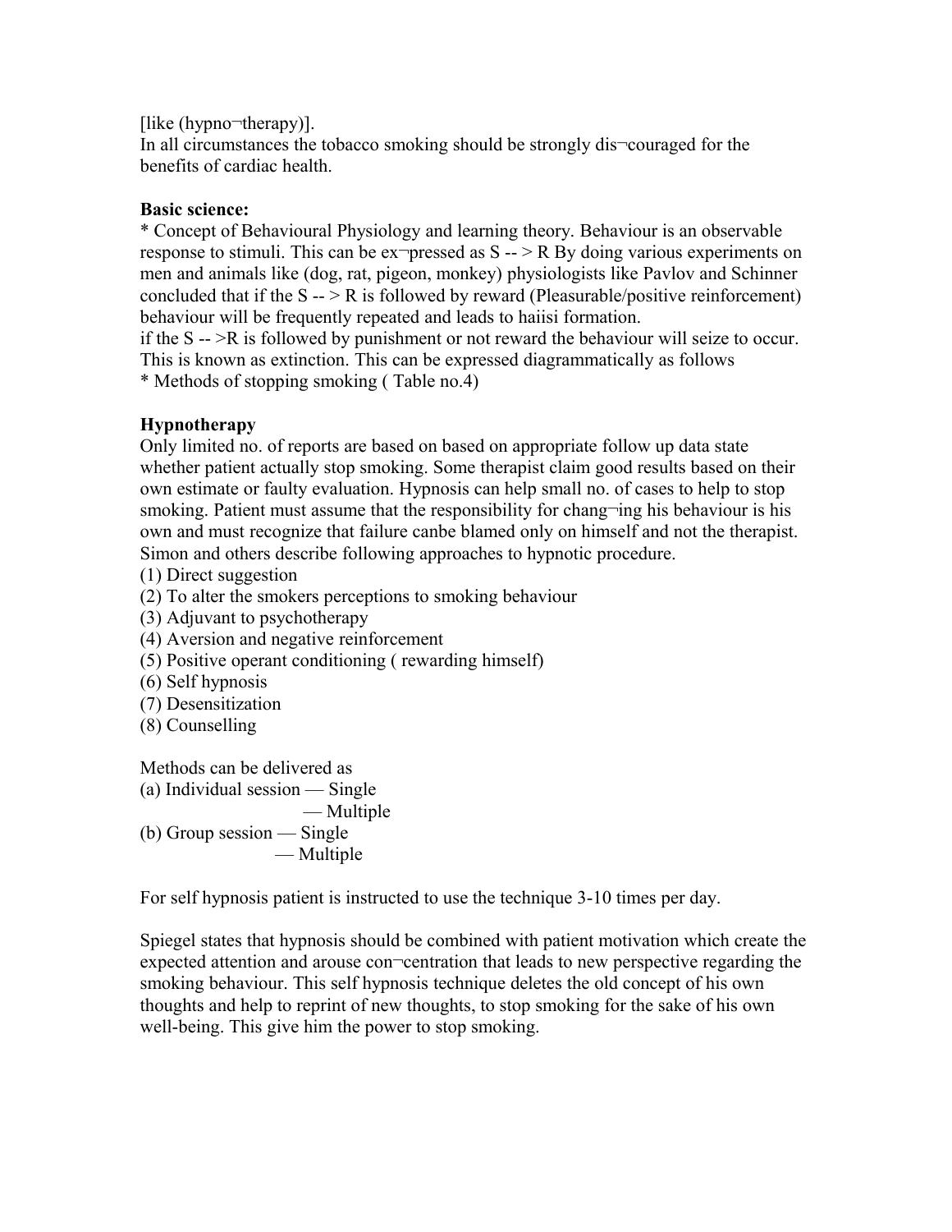[like (hypno¬therapy)].
In all circumstances the tobacco smoking should be strongly dis¬couraged for the benefits of cardiac health.

**Basic science:**
* Concept of Behavioural Physiology and learning theory. Behaviour is an observable response to stimuli. This can be ex¬pressed as S -- > R By doing various experiments on men and animals like (dog, rat, pigeon, monkey) physiologists like Pavlov and Schinner concluded that if the S -- > R is followed by reward (Pleasurable/positive reinforcement) behaviour will be frequently repeated and leads to haiisi formation.
if the S -- >R is followed by punishment or not reward the behaviour will seize to occur. This is known as extinction. This can be expressed diagrammatically as follows
* Methods of stopping smoking ( Table no.4)

**Hypnotherapy**
Only limited no. of reports are based on based on appropriate follow up data state whether patient actually stop smoking. Some therapist claim good results based on their own estimate or faulty evaluation. Hypnosis can help small no. of cases to help to stop smoking. Patient must assume that the responsibility for chang¬ing his behaviour is his own and must recognize that failure canbe blamed only on himself and not the therapist. Simon and others describe following approaches to hypnotic procedure.
(1) Direct suggestion
(2) To alter the smokers perceptions to smoking behaviour
(3) Adjuvant to psychotherapy
(4) Aversion and negative reinforcement
(5) Positive operant conditioning ( rewarding himself)
(6) Self hypnosis
(7) Desensitization
(8) Counselling

Methods can be delivered as
(a) Individual session — Single
— Multiple
(b) Group session — Single
— Multiple

For self hypnosis patient is instructed to use the technique 3-10 times per day.

Spiegel states that hypnosis should be combined with patient motivation which create the expected attention and arouse con¬centration that leads to new perspective regarding the smoking behaviour. This self hypnosis technique deletes the old concept of his own thoughts and help to reprint of new thoughts, to stop smoking for the sake of his own well-being. This give him the power to stop smoking.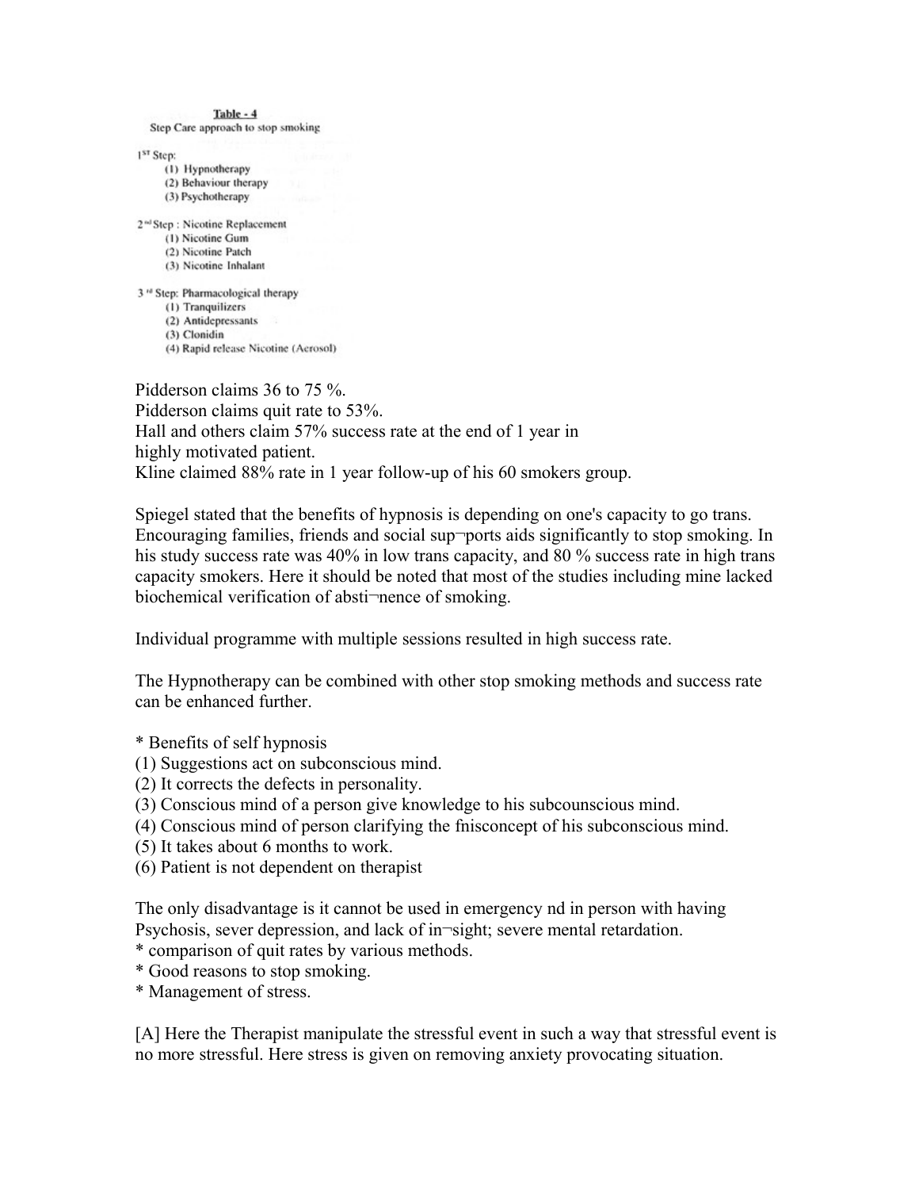**Table - 4**

Step Care approach to stop smoking

1[ST] Step:
- (1) Hypnotherapy
- (2) Behaviour therapy
- (3) Psychotherapy

2[nd] Step : Nicotine Replacement
- (1) Nicotine Gum
- (2) Nicotine Patch
- (3) Nicotine Inhalant

3[rd] Step: Pharmacological therapy
- (1) Tranquilizers
- (2) Antidepressants
- (3) Clonidin
- (4) Rapid release Nicotine (Aerosol)

Pidderson claims 36 to 75 %.
Pidderson claims quit rate to 53%.
Hall and others claim 57% success rate at the end of 1 year in highly motivated patient.
Kline claimed 88% rate in 1 year follow-up of his 60 smokers group.

Spiegel stated that the benefits of hypnosis is depending on one's capacity to go trans. Encouraging families, friends and social sup¬ports aids significantly to stop smoking. In his study success rate was 40% in low trans capacity, and 80 % success rate in high trans capacity smokers. Here it should be noted that most of the studies including mine lacked biochemical verification of absti¬nence of smoking.

Individual programme with multiple sessions resulted in high success rate.

The Hypnotherapy can be combined with other stop smoking methods and success rate can be enhanced further.

* Benefits of self hypnosis
(1) Suggestions act on subconscious mind.
(2) It corrects the defects in personality.
(3) Conscious mind of a person give knowledge to his subcounscious mind.
(4) Conscious mind of person clarifying the fnisconcept of his subconscious mind.
(5) It takes about 6 months to work.
(6) Patient is not dependent on therapist

The only disadvantage is it cannot be used in emergency nd in person with having Psychosis, sever depression, and lack of in¬sight; severe mental retardation.
* comparison of quit rates by various methods.
* Good reasons to stop smoking.
* Management of stress.

[A] Here the Therapist manipulate the stressful event in such a way that stressful event is no more stressful. Here stress is given on removing anxiety provocating situation.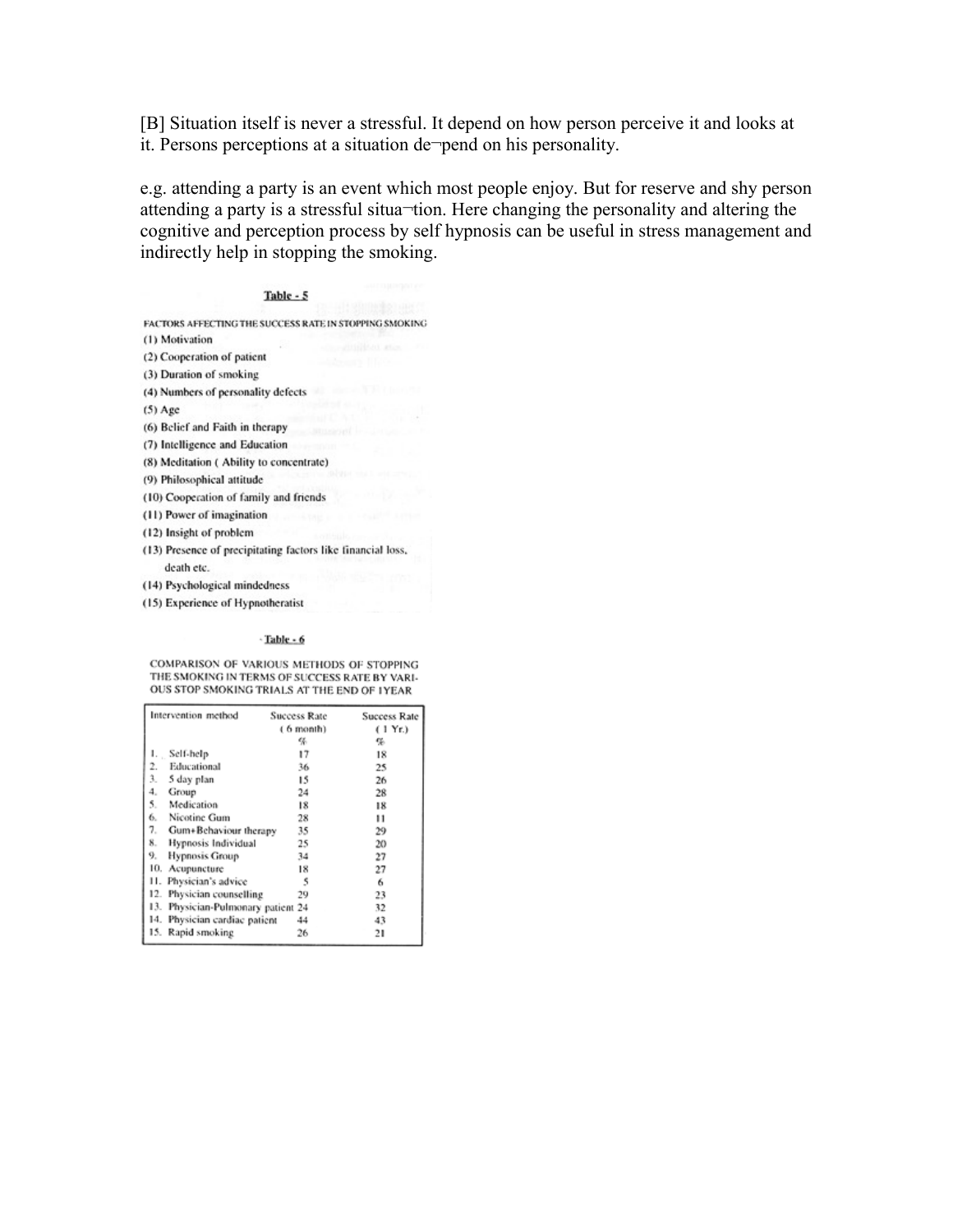[B] Situation itself is never a stressful. It depend on how person perceive it and looks at it. Persons perceptions at a situation de¬pend on his personality.

e.g. attending a party is an event which most people enjoy. But for reserve and shy person attending a party is a stressful situa¬tion. Here changing the personality and altering the cognitive and perception process by self hypnosis can be useful in stress management and indirectly help in stopping the smoking.

**Table - 5**

FACTORS AFFECTING THE SUCCESS RATE IN STOPPING SMOKING

(1) Motivation
(2) Cooperation of patient
(3) Duration of smoking
(4) Numbers of personality defects
(5) Age
(6) Belief and Faith in therapy
(7) Intelligence and Education
(8) Meditation ( Ability to concentrate)
(9) Philosophical attitude
(10) Cooperation of family and friends
(11) Power of imagination
(12) Insight of problem
(13) Presence of precipitating factors like financial loss, death etc.
(14) Psychological mindedness
(15) Experience of Hypnotheratist

**Table - 6**

COMPARISON OF VARIOUS METHODS OF STOPPING THE SMOKING IN TERMS OF SUCCESS RATE BY VARIOUS STOP SMOKING TRIALS AT THE END OF 1YEAR

| Intervention method | Success Rate ( 6 month) % | Success Rate ( 1 Yr.) % |
|---|---|---|
| 1. Self-help | 17 | 18 |
| 2. Educational | 36 | 25 |
| 3. 5 day plan | 15 | 26 |
| 4. Group | 24 | 28 |
| 5. Medication | 18 | 18 |
| 6. Nicotine Gum | 28 | 11 |
| 7. Gum+Behaviour therapy | 35 | 29 |
| 8. Hypnosis Individual | 25 | 20 |
| 9. Hypnosis Group | 34 | 27 |
| 10. Acupuncture | 18 | 27 |
| 11. Physician's advice | 5 | 6 |
| 12. Physician counselling | 29 | 23 |
| 13. Physician-Pulmonary patient | 24 | 32 |
| 14. Physician cardiac patient | 44 | 43 |
| 15. Rapid smoking | 26 | 21 |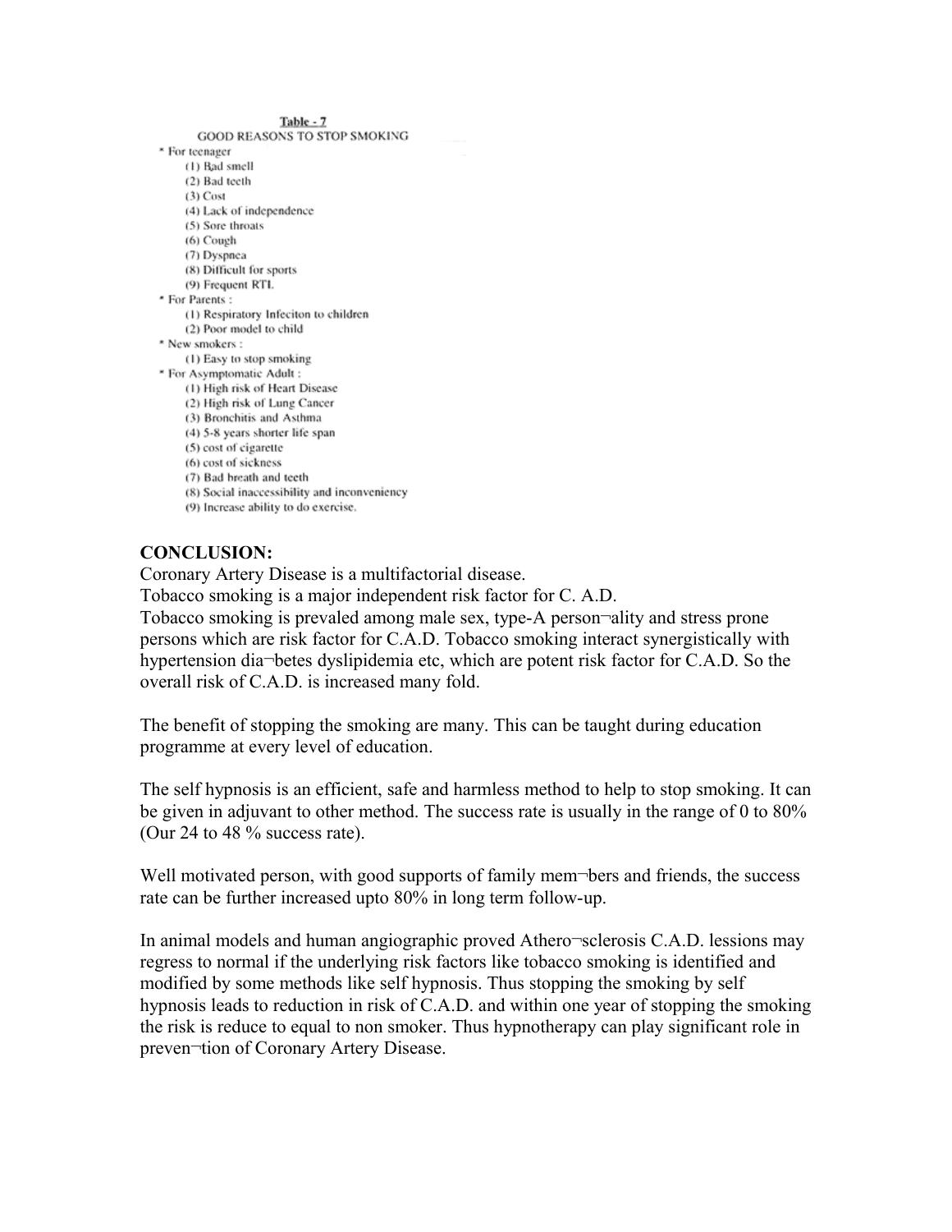Table - 7

GOOD REASONS TO STOP SMOKING

* For teenager
  - (1) Bad smell
  - (2) Bad teeth
  - (3) Cost
  - (4) Lack of independence
  - (5) Sore throats
  - (6) Cough
  - (7) Dyspnea
  - (8) Difficult for sports
  - (9) Frequent RTI.
* For Parents :
  - (1) Respiratory Infeciton to children
  - (2) Poor model to child
* New smokers :
  - (1) Easy to stop smoking
* For Asymptomatic Adult :
  - (1) High risk of Heart Disease
  - (2) High risk of Lung Cancer
  - (3) Bronchitis and Asthma
  - (4) 5-8 years shorter life span
  - (5) cost of cigarette
  - (6) cost of sickness
  - (7) Bad breath and teeth
  - (8) Social inaccessibility and inconveniency
  - (9) Increase ability to do exercise.

**CONCLUSION:**

Coronary Artery Disease is a multifactorial disease.

Tobacco smoking is a major independent risk factor for C. A.D.

Tobacco smoking is prevaled among male sex, type-A person¬ality and stress prone persons which are risk factor for C.A.D. Tobacco smoking interact synergistically with hypertension dia¬betes dyslipidemia etc, which are potent risk factor for C.A.D. So the overall risk of C.A.D. is increased many fold.

The benefit of stopping the smoking are many. This can be taught during education programme at every level of education.

The self hypnosis is an efficient, safe and harmless method to help to stop smoking. It can be given in adjuvant to other method. The success rate is usually in the range of 0 to 80% (Our 24 to 48 % success rate).

Well motivated person, with good supports of family mem¬bers and friends, the success rate can be further increased upto 80% in long term follow-up.

In animal models and human angiographic proved Athero¬sclerosis C.A.D. lessions may regress to normal if the underlying risk factors like tobacco smoking is identified and modified by some methods like self hypnosis. Thus stopping the smoking by self hypnosis leads to reduction in risk of C.A.D. and within one year of stopping the smoking the risk is reduce to equal to non smoker. Thus hypnotherapy can play significant role in preven¬tion of Coronary Artery Disease.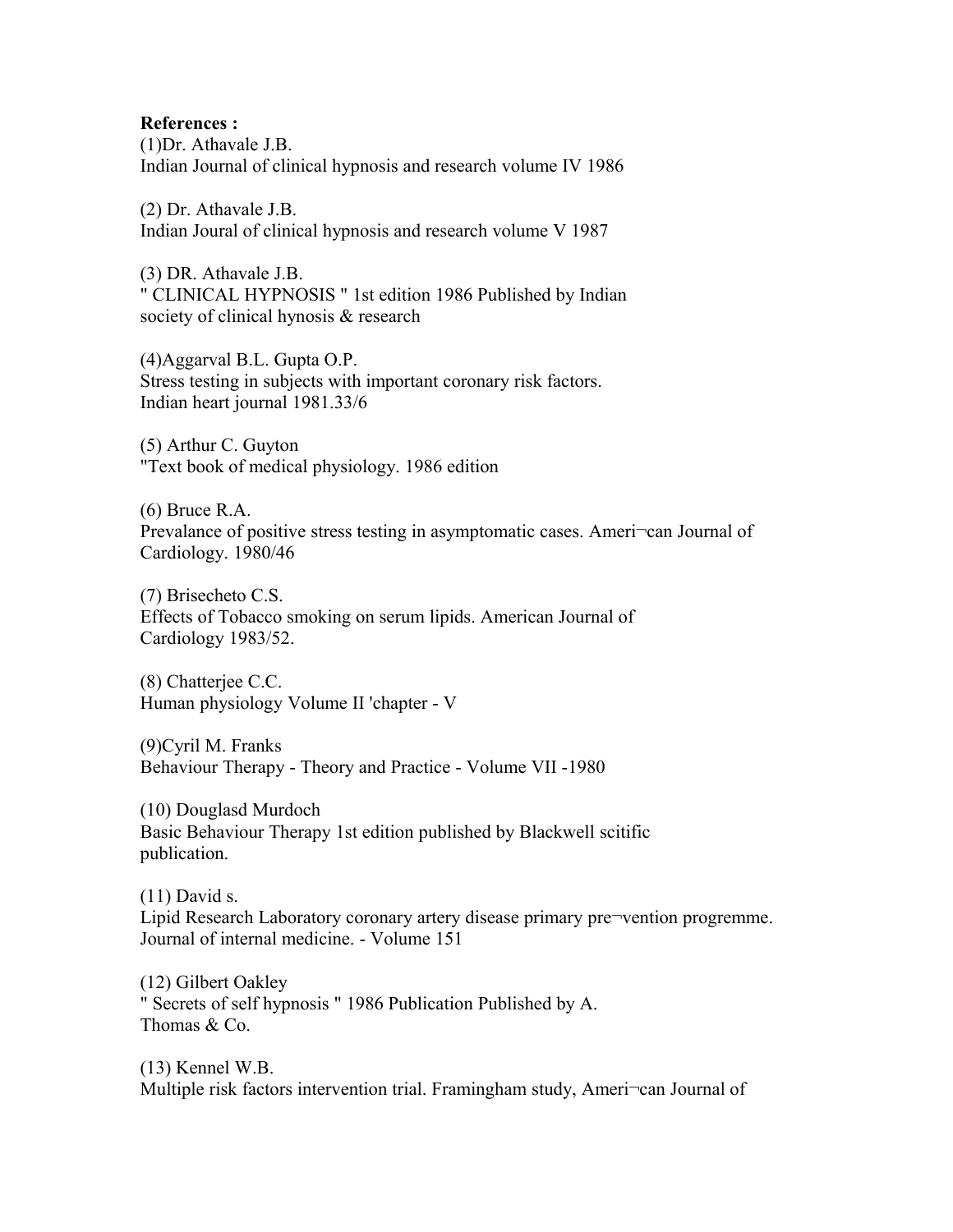**References :**

(1)Dr. Athavale J.B.
Indian Journal of clinical hypnosis and research volume IV 1986

(2) Dr. Athavale J.B.
Indian Joural of clinical hypnosis and research volume V 1987

(3) DR. Athavale J.B.
" CLINICAL HYPNOSIS " 1st edition 1986 Published by Indian society of clinical hynosis & research

(4)Aggarval B.L. Gupta O.P.
Stress testing in subjects with important coronary risk factors. Indian heart journal 1981.33/6

(5) Arthur C. Guyton
"Text book of medical physiology. 1986 edition

(6) Bruce R.A.
Prevalance of positive stress testing in asymptomatic cases. Ameri¬can Journal of Cardiology. 1980/46

(7) Brisecheto C.S.
Effects of Tobacco smoking on serum lipids. American Journal of Cardiology 1983/52.

(8) Chatterjee C.C.
Human physiology Volume II 'chapter - V

(9)Cyril M. Franks
Behaviour Therapy - Theory and Practice - Volume VII -1980

(10) Douglasd Murdoch
Basic Behaviour Therapy 1st edition published by Blackwell scitific publication.

(11) David s.
Lipid Research Laboratory coronary artery disease primary pre¬vention progremme. Journal of internal medicine. - Volume 151

(12) Gilbert Oakley
" Secrets of self hypnosis " 1986 Publication Published by A. Thomas & Co.

(13) Kennel W.B.
Multiple risk factors intervention trial. Framingham study, Ameri¬can Journal of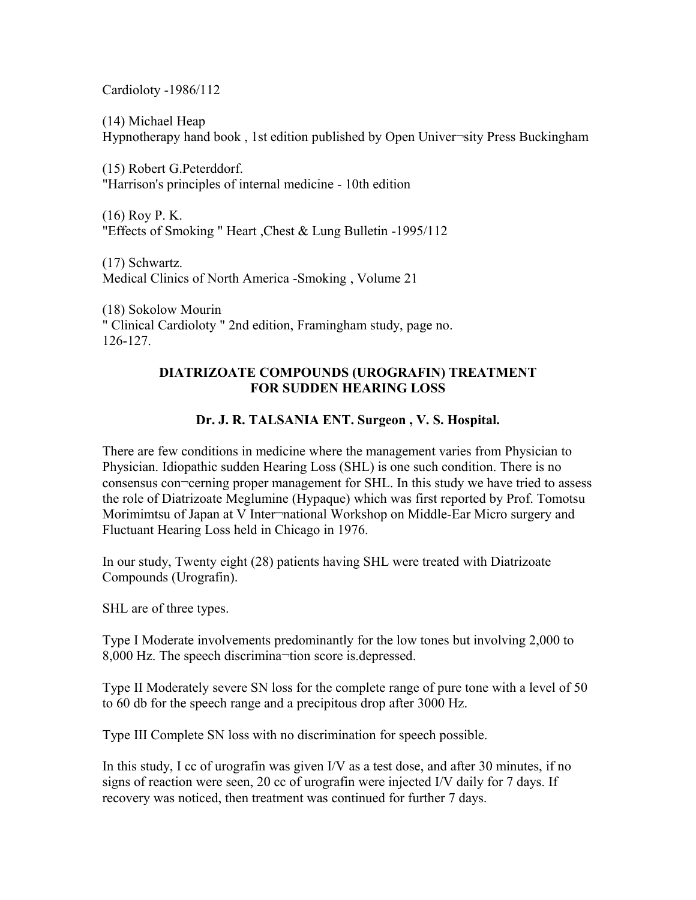Cardioloty -1986/112

(14) Michael Heap
Hypnotherapy hand book , 1st edition published by Open Univer¬sity Press Buckingham

(15) Robert G.Peterddorf.
"Harrison's principles of internal medicine - 10th edition

(16) Roy P. K.
"Effects of Smoking " Heart ,Chest & Lung Bulletin -1995/112

(17) Schwartz.
Medical Clinics of North America -Smoking , Volume 21

(18) Sokolow Mourin
" Clinical Cardioloty " 2nd edition, Framingham study, page no. 126-127.

## DIATRIZOATE COMPOUNDS (UROGRAFIN) TREATMENT FOR SUDDEN HEARING LOSS

**Dr. J. R. TALSANIA ENT. Surgeon , V. S. Hospital.**

There are few conditions in medicine where the management varies from Physician to Physician. Idiopathic sudden Hearing Loss (SHL) is one such condition. There is no consensus con¬cerning proper management for SHL. In this study we have tried to assess the role of Diatrizoate Meglumine (Hypaque) which was first reported by Prof. Tomotsu Morimimtsu of Japan at V Inter¬national Workshop on Middle-Ear Micro surgery and Fluctuant Hearing Loss held in Chicago in 1976.

In our study, Twenty eight (28) patients having SHL were treated with Diatrizoate Compounds (Urografin).

SHL are of three types.

Type I Moderate involvements predominantly for the low tones but involving 2,000 to 8,000 Hz. The speech discrimina¬tion score is.depressed.

Type II Moderately severe SN loss for the complete range of pure tone with a level of 50 to 60 db for the speech range and a precipitous drop after 3000 Hz.

Type III Complete SN loss with no discrimination for speech possible.

In this study, I cc of urografin was given I/V as a test dose, and after 30 minutes, if no signs of reaction were seen, 20 cc of urografin were injected I/V daily for 7 days. If recovery was noticed, then treatment was continued for further 7 days.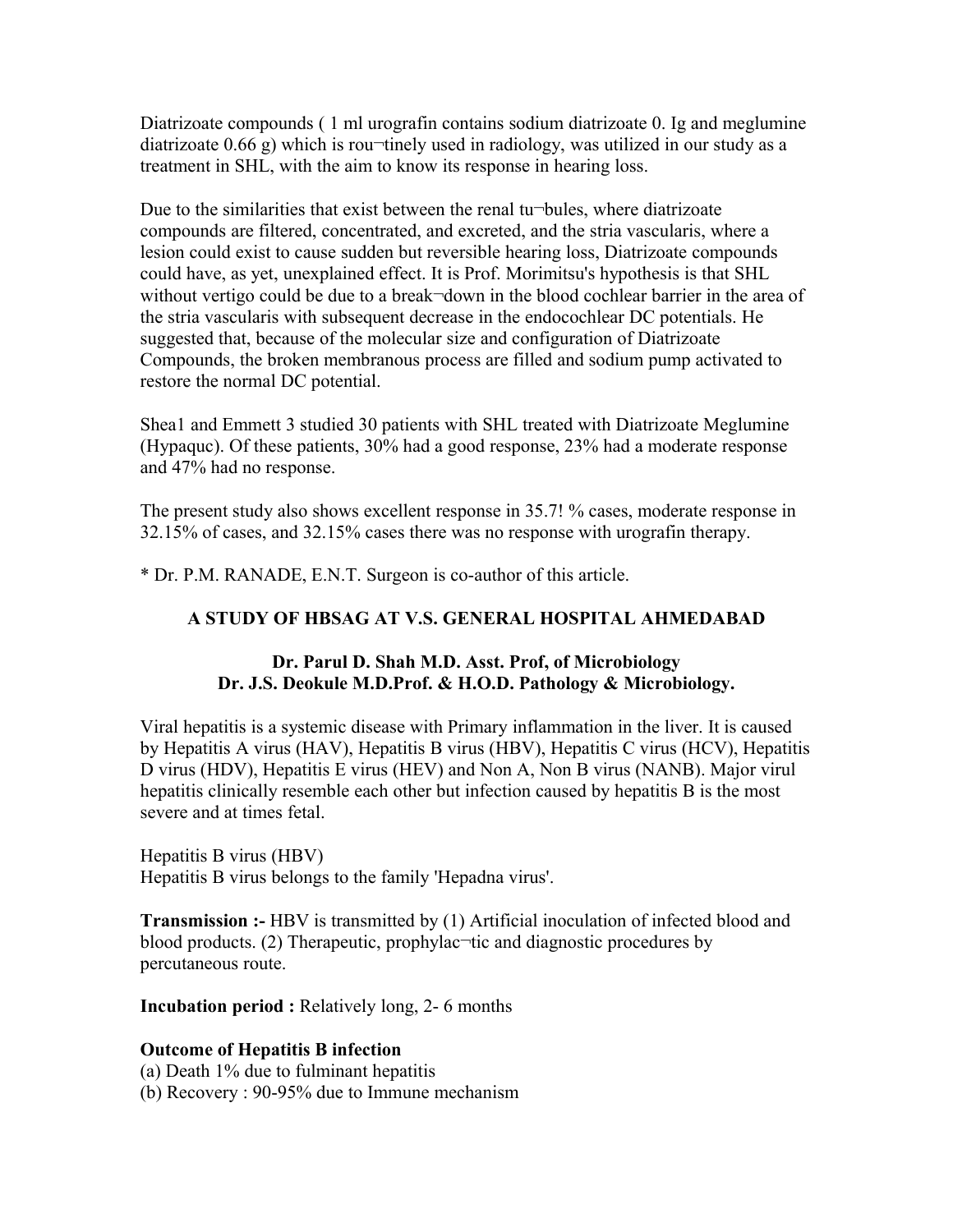Diatrizoate compounds ( 1 ml urografin contains sodium diatrizoate 0. Ig and meglumine diatrizoate 0.66 g) which is rou¬tinely used in radiology, was utilized in our study as a treatment in SHL, with the aim to know its response in hearing loss.

Due to the similarities that exist between the renal tu¬bules, where diatrizoate compounds are filtered, concentrated, and excreted, and the stria vascularis, where a lesion could exist to cause sudden but reversible hearing loss, Diatrizoate compounds could have, as yet, unexplained effect. It is Prof. Morimitsu's hypothesis is that SHL without vertigo could be due to a break¬down in the blood cochlear barrier in the area of the stria vascularis with subsequent decrease in the endocochlear DC potentials. He suggested that, because of the molecular size and configuration of Diatrizoate Compounds, the broken membranous process are filled and sodium pump activated to restore the normal DC potential.

Shea1 and Emmett 3 studied 30 patients with SHL treated with Diatrizoate Meglumine (Hypaquc). Of these patients, 30% had a good response, 23% had a moderate response and 47% had no response.

The present study also shows excellent response in 35.7! % cases, moderate response in 32.15% of cases, and 32.15% cases there was no response with urografin therapy.

* Dr. P.M. RANADE, E.N.T. Surgeon is co-author of this article.

## A STUDY OF HBSAG AT V.S. GENERAL HOSPITAL AHMEDABAD

**Dr. Parul D. Shah M.D. Asst. Prof, of Microbiology**
**Dr. J.S. Deokule M.D.Prof. & H.O.D. Pathology & Microbiology.**

Viral hepatitis is a systemic disease with Primary inflammation in the liver. It is caused by Hepatitis A virus (HAV), Hepatitis B virus (HBV), Hepatitis C virus (HCV), Hepatitis D virus (HDV), Hepatitis E virus (HEV) and Non A, Non B virus (NANB). Major virul hepatitis clinically resemble each other but infection caused by hepatitis B is the most severe and at times fetal.

Hepatitis B virus (HBV)
Hepatitis B virus belongs to the family 'Hepadna virus'.

**Transmission :-** HBV is transmitted by (1) Artificial inoculation of infected blood and blood products. (2) Therapeutic, prophylac¬tic and diagnostic procedures by percutaneous route.

**Incubation period :** Relatively long, 2- 6 months

**Outcome of Hepatitis B infection**
(a) Death 1% due to fulminant hepatitis
(b) Recovery : 90-95% due to Immune mechanism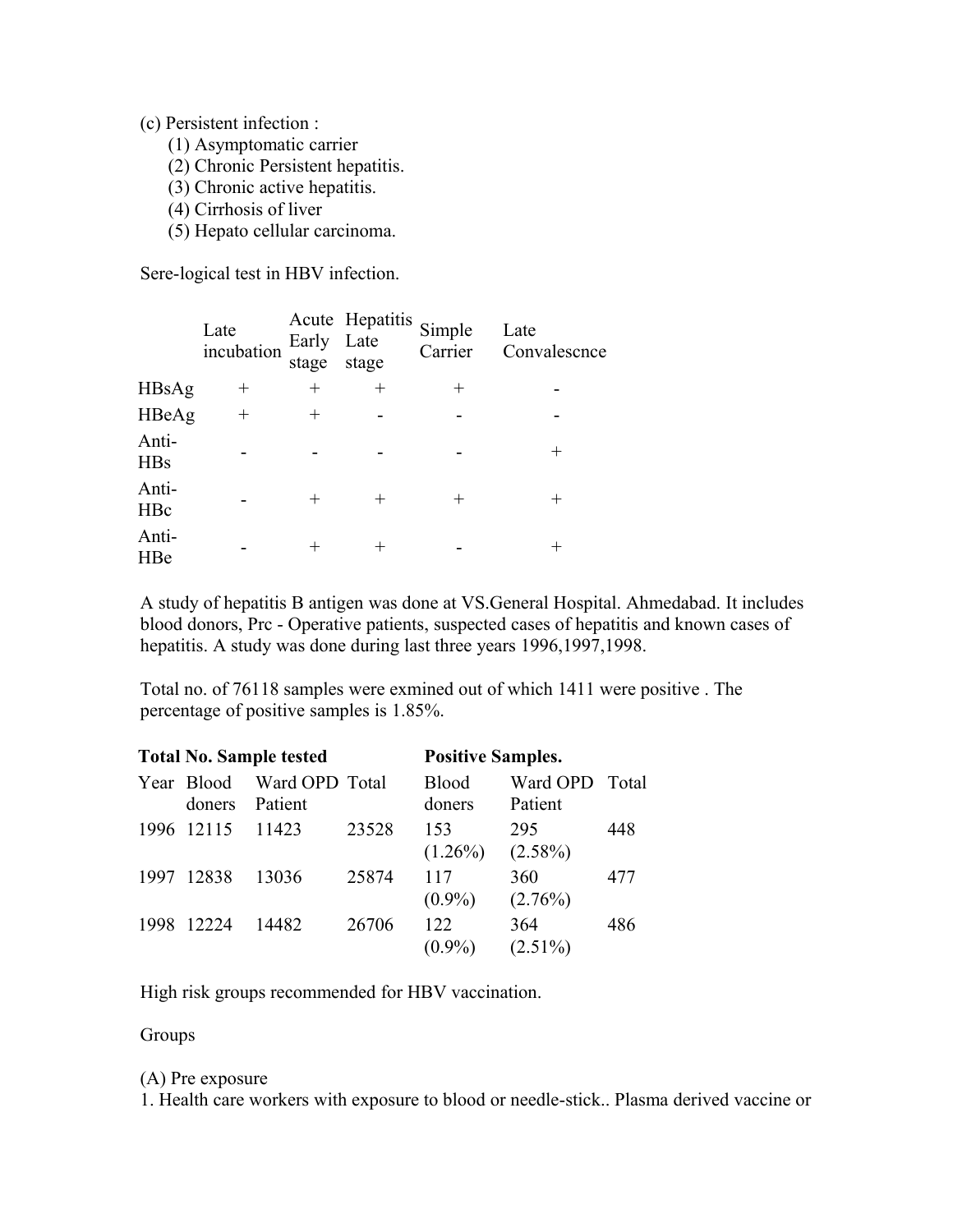(c) Persistent infection :

(1) Asymptomatic carrier
(2) Chronic Persistent hepatitis.
(3) Chronic active hepatitis.
(4) Cirrhosis of liver
(5) Hepato cellular carcinoma.

Sere-logical test in HBV infection.

| | Late incubation | Acute Early stage | Hepatitis Late stage | Simple Carrier | Late Convalescnce |
|---|---|---|---|---|---|
| HBsAg | + | + | + | + | - |
| HBeAg | + | + | - | - | - |
| Anti-HBs | - | - | - | - | + |
| Anti-HBc | - | + | + | + | + |
| Anti-HBe | - | + | + | - | + |

A study of hepatitis B antigen was done at VS.General Hospital. Ahmedabad. It includes blood donors, Prc - Operative patients, suspected cases of hepatitis and known cases of hepatitis. A study was done during last three years 1996,1997,1998.

Total no. of 76118 samples were exmined out of which 1411 were positive . The percentage of positive samples is 1.85%.

| **Total No. Sample tested** | | | | **Positive Samples.** | | |
|---|---|---|---|---|---|---|
| Year | Blood doners | Ward OPD Patient | Total | Blood doners | Ward OPD Patient | Total |
| 1996 | 12115 | 11423 | 23528 | 153 (1.26%) | 295 (2.58%) | 448 |
| 1997 | 12838 | 13036 | 25874 | 117 (0.9%) | 360 (2.76%) | 477 |
| 1998 | 12224 | 14482 | 26706 | 122 (0.9%) | 364 (2.51%) | 486 |

High risk groups recommended for HBV vaccination.

Groups

(A) Pre exposure

1. Health care workers with exposure to blood or needle-stick.. Plasma derived vaccine or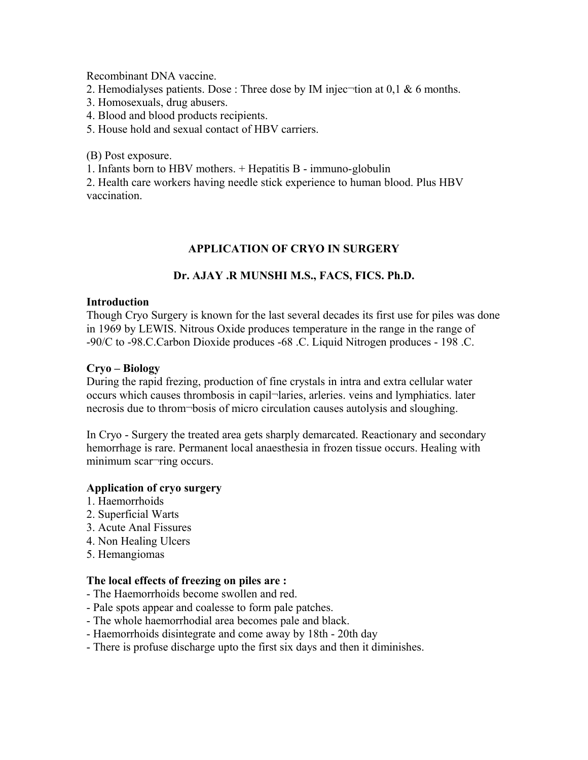Recombinant DNA vaccine.

2. Hemodialyses patients. Dose : Three dose by IM injec¬tion at 0,1 & 6 months.
3. Homosexuals, drug abusers.
4. Blood and blood products recipients.
5. House hold and sexual contact of HBV carriers.

(B) Post exposure.

1. Infants born to HBV mothers. + Hepatitis B - immuno-globulin
2. Health care workers having needle stick experience to human blood. Plus HBV vaccination.

## APPLICATION OF CRYO IN SURGERY

### Dr. AJAY .R MUNSHI M.S., FACS, FICS. Ph.D.

**Introduction**

Though Cryo Surgery is known for the last several decades its first use for piles was done in 1969 by LEWIS. Nitrous Oxide produces temperature in the range in the range of -90/C to -98.C.Carbon Dioxide produces -68 .C. Liquid Nitrogen produces - 198 .C.

**Cryo – Biology**

During the rapid frezing, production of fine crystals in intra and extra cellular water occurs which causes thrombosis in capil¬laries, arleries. veins and lymphiatics. later necrosis due to throm¬bosis of micro circulation causes autolysis and sloughing.

In Cryo - Surgery the treated area gets sharply demarcated. Reactionary and secondary hemorrhage is rare. Permanent local anaesthesia in frozen tissue occurs. Healing with minimum scar¬ring occurs.

**Application of cryo surgery**

1. Haemorrhoids
2. Superficial Warts
3. Acute Anal Fissures
4. Non Healing Ulcers
5. Hemangiomas

**The local effects of freezing on piles are :**

- The Haemorrhoids become swollen and red.
- Pale spots appear and coalesse to form pale patches.
- The whole haemorrhodial area becomes pale and black.
- Haemorrhoids disintegrate and come away by 18th - 20th day
- There is profuse discharge upto the first six days and then it diminishes.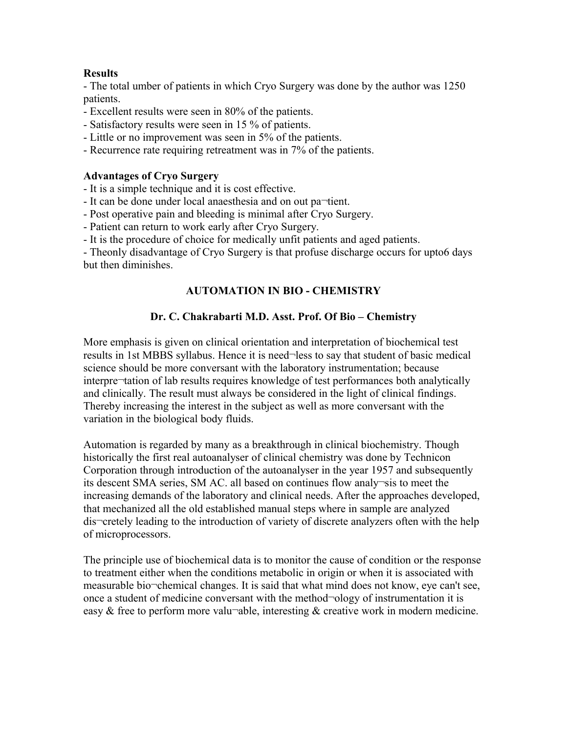**Results**

- The total umber of patients in which Cryo Surgery was done by the author was 1250 patients.
- Excellent results were seen in 80% of the patients.
- Satisfactory results were seen in 15 % of patients.
- Little or no improvement was seen in 5% of the patients.
- Recurrence rate requiring retreatment was in 7% of the patients.

**Advantages of Cryo Surgery**

- It is a simple technique and it is cost effective.
- It can be done under local anaesthesia and on out pa¬tient.
- Post operative pain and bleeding is minimal after Cryo Surgery.
- Patient can return to work early after Cryo Surgery.
- It is the procedure of choice for medically unfit patients and aged patients.
- Theonly disadvantage of Cryo Surgery is that profuse discharge occurs for upto6 days but then diminishes.

## AUTOMATION IN BIO - CHEMISTRY

**Dr. C. Chakrabarti M.D. Asst. Prof. Of Bio – Chemistry**

More emphasis is given on clinical orientation and interpretation of biochemical test results in 1st MBBS syllabus. Hence it is need¬less to say that student of basic medical science should be more conversant with the laboratory instrumentation; because interpre¬tation of lab results requires knowledge of test performances both analytically and clinically. The result must always be considered in the light of clinical findings. Thereby increasing the interest in the subject as well as more conversant with the variation in the biological body fluids.

Automation is regarded by many as a breakthrough in clinical biochemistry. Though historically the first real autoanalyser of clinical chemistry was done by Technicon Corporation through introduction of the autoanalyser in the year 1957 and subsequently its descent SMA series, SM AC. all based on continues flow analy¬sis to meet the increasing demands of the laboratory and clinical needs. After the approaches developed, that mechanized all the old established manual steps where in sample are analyzed dis¬cretely leading to the introduction of variety of discrete analyzers often with the help of microprocessors.

The principle use of biochemical data is to monitor the cause of condition or the response to treatment either when the conditions metabolic in origin or when it is associated with measurable bio¬chemical changes. It is said that what mind does not know, eye can't see, once a student of medicine conversant with the method¬ology of instrumentation it is easy & free to perform more valu¬able, interesting & creative work in modern medicine.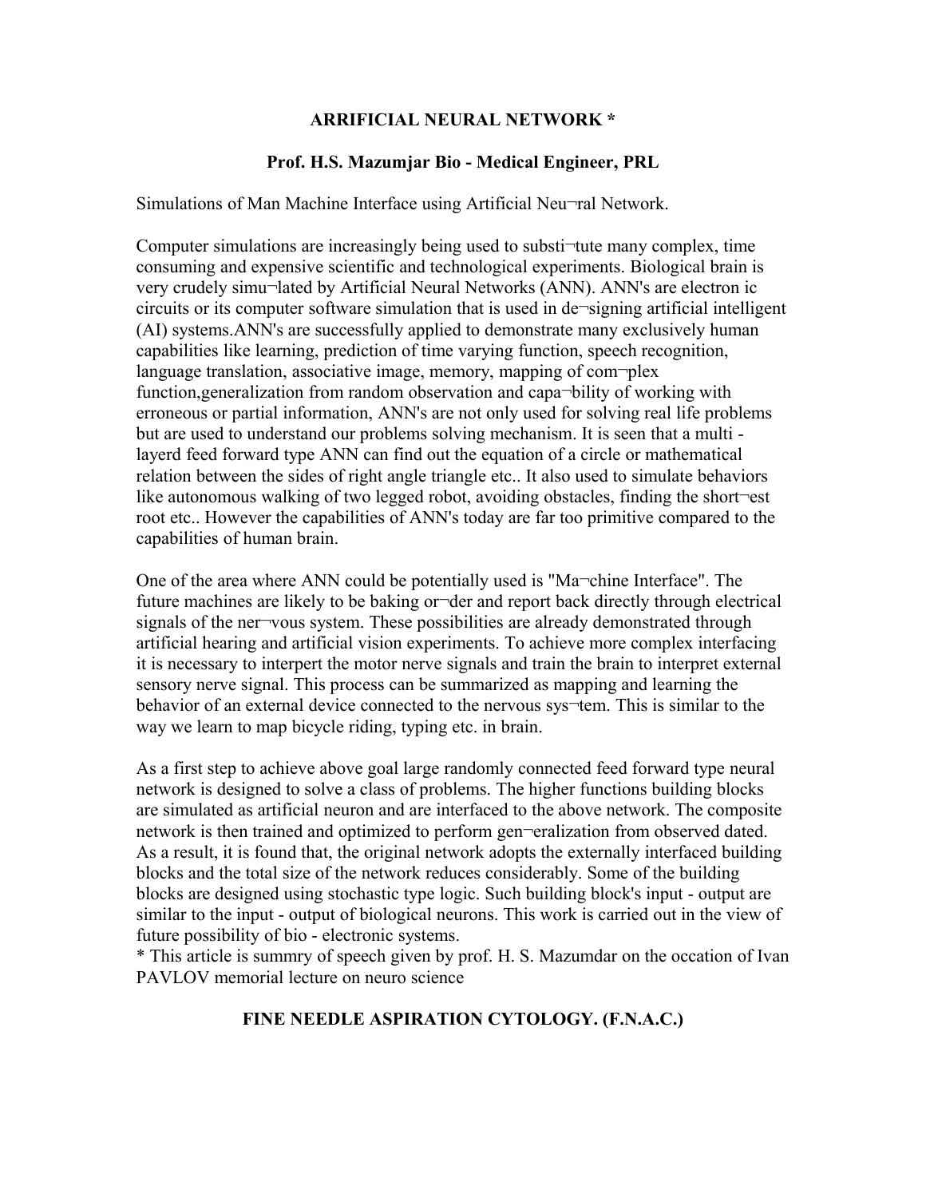## ARRIFICIAL NEURAL NETWORK *

### Prof. H.S. Mazumjar Bio - Medical Engineer, PRL

Simulations of Man Machine Interface using Artificial Neu¬ral Network.

Computer simulations are increasingly being used to substi¬tute many complex, time consuming and expensive scientific and technological experiments. Biological brain is very crudely simu¬lated by Artificial Neural Networks (ANN). ANN's are electron ic circuits or its computer software simulation that is used in de¬signing artificial intelligent (AI) systems.ANN's are successfully applied to demonstrate many exclusively human capabilities like learning, prediction of time varying function, speech recognition, language translation, associative image, memory, mapping of com¬plex function,generalization from random observation and capa¬bility of working with erroneous or partial information, ANN's are not only used for solving real life problems but are used to understand our problems solving mechanism. It is seen that a multi - layerd feed forward type ANN can find out the equation of a circle or mathematical relation between the sides of right angle triangle etc.. It also used to simulate behaviors like autonomous walking of two legged robot, avoiding obstacles, finding the short¬est root etc.. However the capabilities of ANN's today are far too primitive compared to the capabilities of human brain.

One of the area where ANN could be potentially used is "Ma¬chine Interface". The future machines are likely to be baking or¬der and report back directly through electrical signals of the ner¬vous system. These possibilities are already demonstrated through artificial hearing and artificial vision experiments. To achieve more complex interfacing it is necessary to interpert the motor nerve signals and train the brain to interpret external sensory nerve signal. This process can be summarized as mapping and learning the behavior of an external device connected to the nervous sys¬tem. This is similar to the way we learn to map bicycle riding, typing etc. in brain.

As a first step to achieve above goal large randomly connected feed forward type neural network is designed to solve a class of problems. The higher functions building blocks are simulated as artificial neuron and are interfaced to the above network. The composite network is then trained and optimized to perform gen¬eralization from observed dated. As a result, it is found that, the original network adopts the externally interfaced building blocks and the total size of the network reduces considerably. Some of the building blocks are designed using stochastic type logic. Such building block's input - output are similar to the input - output of biological neurons. This work is carried out in the view of future possibility of bio - electronic systems.

* This article is summry of speech given by prof. H. S. Mazumdar on the occation of Ivan PAVLOV memorial lecture on neuro science

## FINE NEEDLE ASPIRATION CYTOLOGY. (F.N.A.C.)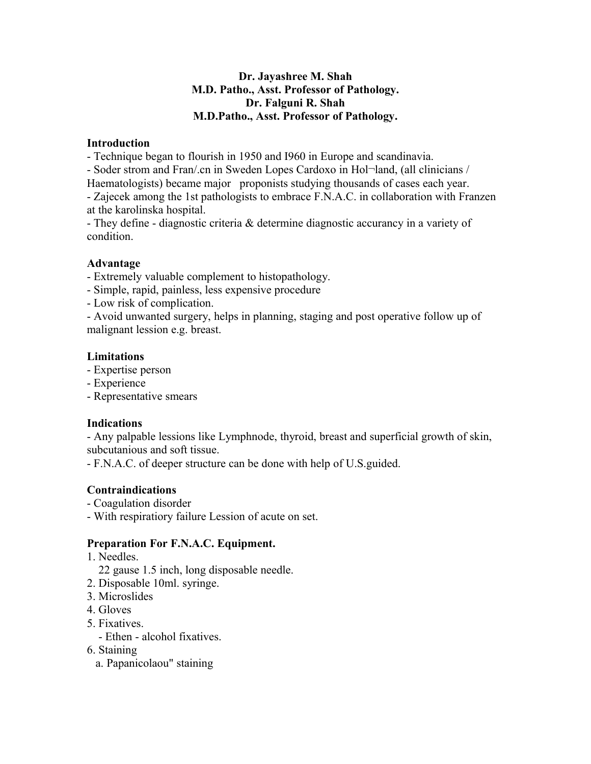**Dr. Jayashree M. Shah**
**M.D. Patho., Asst. Professor of Pathology.**
**Dr. Falguni R. Shah**
**M.D.Patho., Asst. Professor of Pathology.**

### Introduction

- Technique began to flourish in 1950 and I960 in Europe and scandinavia.
- Soder strom and Fran/.cn in Sweden Lopes Cardoxo in Hol¬land, (all clinicians / Haematologists) became major proponists studying thousands of cases each year.
- Zajecek among the 1st pathologists to embrace F.N.A.C. in collaboration with Franzen at the karolinska hospital.
- They define - diagnostic criteria & determine diagnostic accurancy in a variety of condition.

### Advantage

- Extremely valuable complement to histopathology.
- Simple, rapid, painless, less expensive procedure
- Low risk of complication.
- Avoid unwanted surgery, helps in planning, staging and post operative follow up of malignant lession e.g. breast.

### Limitations

- Expertise person
- Experience
- Representative smears

### Indications

- Any palpable lessions like Lymphnode, thyroid, breast and superficial growth of skin, subcutanious and soft tissue.
- F.N.A.C. of deeper structure can be done with help of U.S.guided.

### Contraindications

- Coagulation disorder
- With respiratiory failure Lession of acute on set.

### Preparation For F.N.A.C. Equipment.

1. Needles.
   22 gause 1.5 inch, long disposable needle.
2. Disposable 10ml. syringe.
3. Microslides
4. Gloves
5. Fixatives.
   - Ethen - alcohol fixatives.
6. Staining
   a. Papanicolaou" staining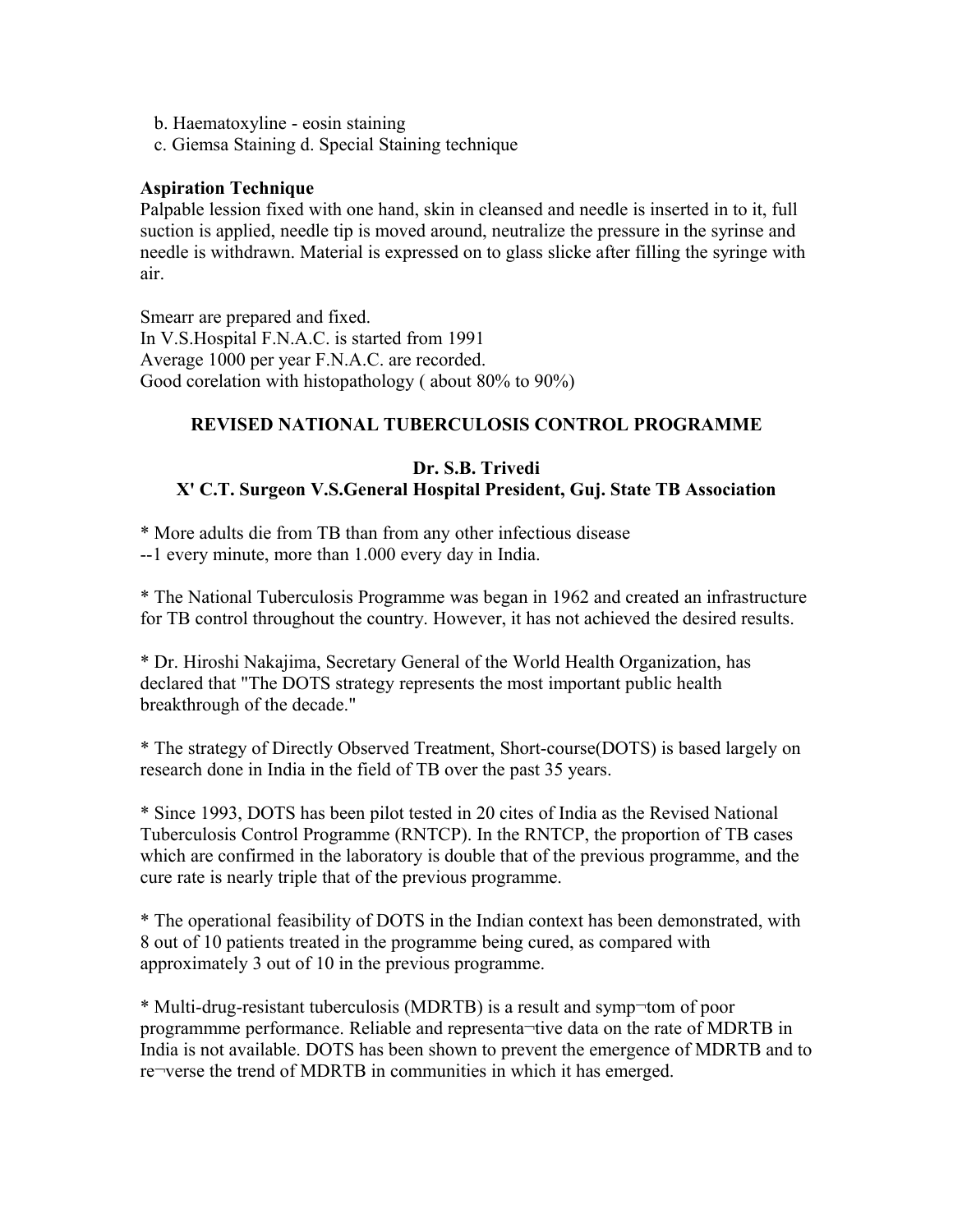b. Haematoxyline - eosin staining
c. Giemsa Staining d. Special Staining technique

**Aspiration Technique**

Palpable lession fixed with one hand, skin in cleansed and needle is inserted in to it, full suction is applied, needle tip is moved around, neutralize the pressure in the syrinse and needle is withdrawn. Material is expressed on to glass slicke after filling the syringe with air.

Smearr are prepared and fixed.
In V.S.Hospital F.N.A.C. is started from 1991
Average 1000 per year F.N.A.C. are recorded.
Good corelation with histopathology ( about 80% to 90%)

## REVISED NATIONAL TUBERCULOSIS CONTROL PROGRAMME

**Dr. S.B. Trivedi**
**X' C.T. Surgeon V.S.General Hospital President, Guj. State TB Association**

* More adults die from TB than from any other infectious disease
--1 every minute, more than 1.000 every day in India.

* The National Tuberculosis Programme was began in 1962 and created an infrastructure for TB control throughout the country. However, it has not achieved the desired results.

* Dr. Hiroshi Nakajima, Secretary General of the World Health Organization, has declared that "The DOTS strategy represents the most important public health breakthrough of the decade."

* The strategy of Directly Observed Treatment, Short-course(DOTS) is based largely on research done in India in the field of TB over the past 35 years.

* Since 1993, DOTS has been pilot tested in 20 cites of India as the Revised National Tuberculosis Control Programme (RNTCP). In the RNTCP, the proportion of TB cases which are confirmed in the laboratory is double that of the previous programme, and the cure rate is nearly triple that of the previous programme.

* The operational feasibility of DOTS in the Indian context has been demonstrated, with 8 out of 10 patients treated in the programme being cured, as compared with approximately 3 out of 10 in the previous programme.

* Multi-drug-resistant tuberculosis (MDRTB) is a result and symp¬tom of poor programmme performance. Reliable and representa¬tive data on the rate of MDRTB in India is not available. DOTS has been shown to prevent the emergence of MDRTB and to re¬verse the trend of MDRTB in communities in which it has emerged.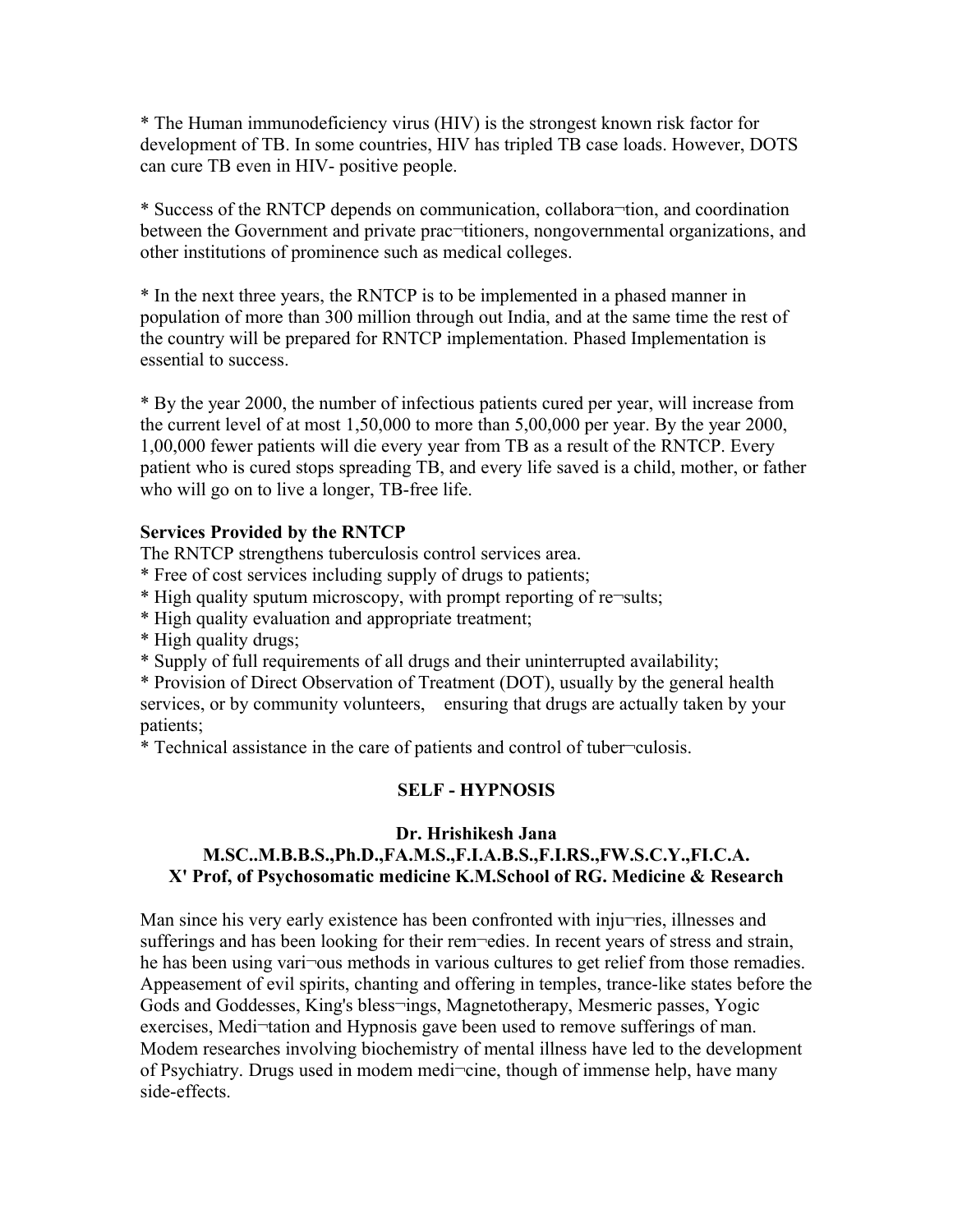* The Human immunodeficiency virus (HIV) is the strongest known risk factor for development of TB. In some countries, HIV has tripled TB case loads. However, DOTS can cure TB even in HIV- positive people.

* Success of the RNTCP depends on communication, collabora¬tion, and coordination between the Government and private prac¬titioners, nongovernmental organizations, and other institutions of prominence such as medical colleges.

* In the next three years, the RNTCP is to be implemented in a phased manner in population of more than 300 million through out India, and at the same time the rest of the country will be prepared for RNTCP implementation. Phased Implementation is essential to success.

* By the year 2000, the number of infectious patients cured per year, will increase from the current level of at most 1,50,000 to more than 5,00,000 per year. By the year 2000, 1,00,000 fewer patients will die every year from TB as a result of the RNTCP. Every patient who is cured stops spreading TB, and every life saved is a child, mother, or father who will go on to live a longer, TB-free life.

**Services Provided by the RNTCP**

The RNTCP strengthens tuberculosis control services area.

* Free of cost services including supply of drugs to patients;
* High quality sputum microscopy, with prompt reporting of re¬sults;
* High quality evaluation and appropriate treatment;
* High quality drugs;
* Supply of full requirements of all drugs and their uninterrupted availability;
* Provision of Direct Observation of Treatment (DOT), usually by the general health services, or by community volunteers, ensuring that drugs are actually taken by your patients;
* Technical assistance in the care of patients and control of tuber¬culosis.

## SELF - HYPNOSIS

**Dr. Hrishikesh Jana**
**M.SC..M.B.B.S.,Ph.D.,FA.M.S.,F.I.A.B.S.,F.I.RS.,FW.S.C.Y.,FI.C.A.**
**X' Prof, of Psychosomatic medicine K.M.School of RG. Medicine & Research**

Man since his very early existence has been confronted with inju¬ries, illnesses and sufferings and has been looking for their rem¬edies. In recent years of stress and strain, he has been using vari¬ous methods in various cultures to get relief from those remadies. Appeasement of evil spirits, chanting and offering in temples, trance-like states before the Gods and Goddesses, King's bless¬ings, Magnetotherapy, Mesmeric passes, Yogic exercises, Medi¬tation and Hypnosis gave been used to remove sufferings of man. Modem researches involving biochemistry of mental illness have led to the development of Psychiatry. Drugs used in modem medi¬cine, though of immense help, have many side-effects.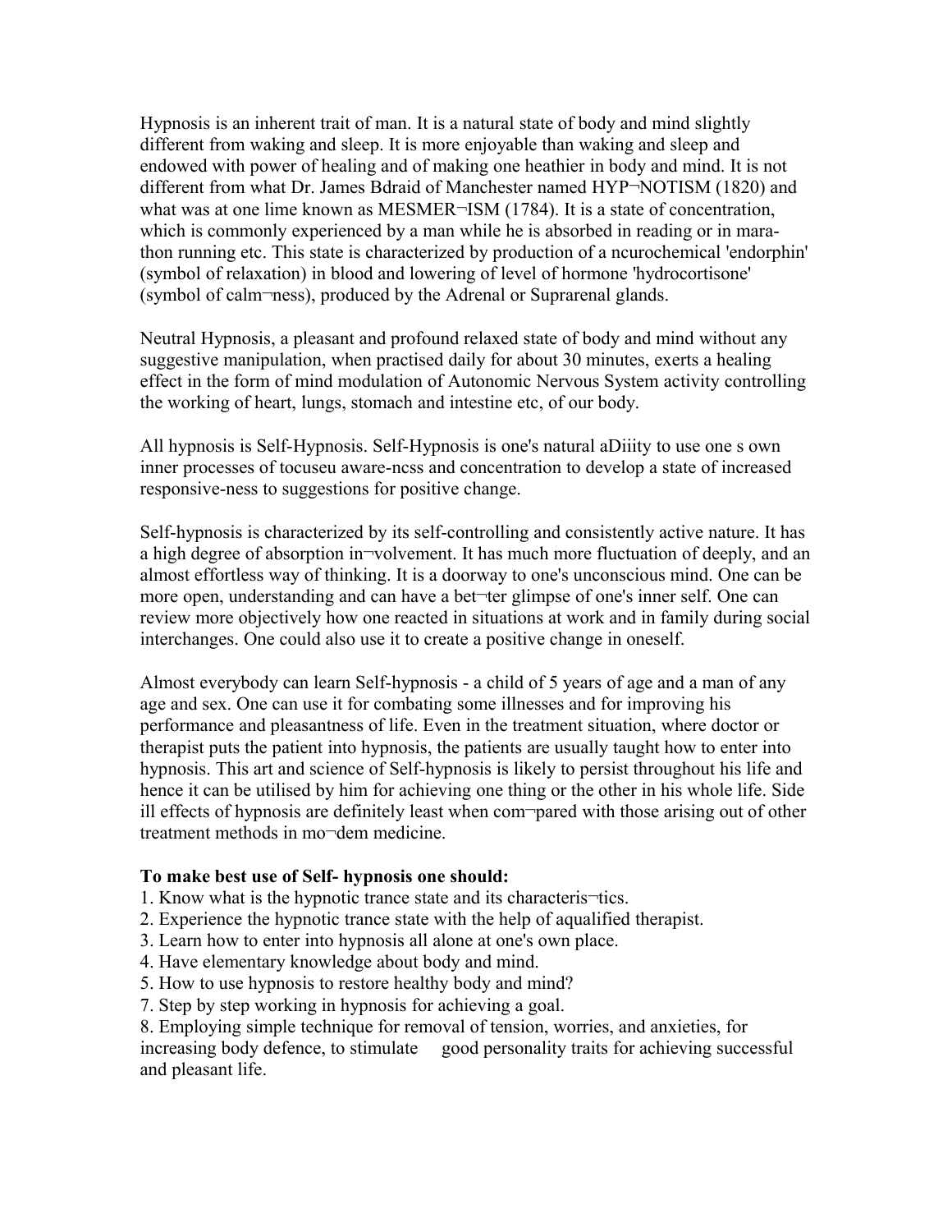Hypnosis is an inherent trait of man. It is a natural state of body and mind slightly different from waking and sleep. It is more enjoyable than waking and sleep and endowed with power of healing and of making one heathier in body and mind. It is not different from what Dr. James Bdraid of Manchester named HYP¬NOTISM (1820) and what was at one lime known as MESMER¬ISM (1784). It is a state of concentration, which is commonly experienced by a man while he is absorbed in reading or in marathon running etc. This state is characterized by production of a ncurochemical 'endorphin' (symbol of relaxation) in blood and lowering of level of hormone 'hydrocortisone' (symbol of calm¬ness), produced by the Adrenal or Suprarenal glands.

Neutral Hypnosis, a pleasant and profound relaxed state of body and mind without any suggestive manipulation, when practised daily for about 30 minutes, exerts a healing effect in the form of mind modulation of Autonomic Nervous System activity controlling the working of heart, lungs, stomach and intestine etc, of our body.

All hypnosis is Self-Hypnosis. Self-Hypnosis is one's natural aDiiity to use one s own inner processes of tocuseu aware-ncss and concentration to develop a state of increased responsive-ness to suggestions for positive change.

Self-hypnosis is characterized by its self-controlling and consistently active nature. It has a high degree of absorption in¬volvement. It has much more fluctuation of deeply, and an almost effortless way of thinking. It is a doorway to one's unconscious mind. One can be more open, understanding and can have a bet¬ter glimpse of one's inner self. One can review more objectively how one reacted in situations at work and in family during social interchanges. One could also use it to create a positive change in oneself.

Almost everybody can learn Self-hypnosis - a child of 5 years of age and a man of any age and sex. One can use it for combating some illnesses and for improving his performance and pleasantness of life. Even in the treatment situation, where doctor or therapist puts the patient into hypnosis, the patients are usually taught how to enter into hypnosis. This art and science of Self-hypnosis is likely to persist throughout his life and hence it can be utilised by him for achieving one thing or the other in his whole life. Side ill effects of hypnosis are definitely least when com¬pared with those arising out of other treatment methods in mo¬dem medicine.

**To make best use of Self- hypnosis one should:**

1. Know what is the hypnotic trance state and its characteris¬tics.
2. Experience the hypnotic trance state with the help of aqualified therapist.
3. Learn how to enter into hypnosis all alone at one's own place.
4. Have elementary knowledge about body and mind.
5. How to use hypnosis to restore healthy body and mind?
7. Step by step working in hypnosis for achieving a goal.
8. Employing simple technique for removal of tension, worries, and anxieties, for increasing body defence, to stimulate good personality traits for achieving successful and pleasant life.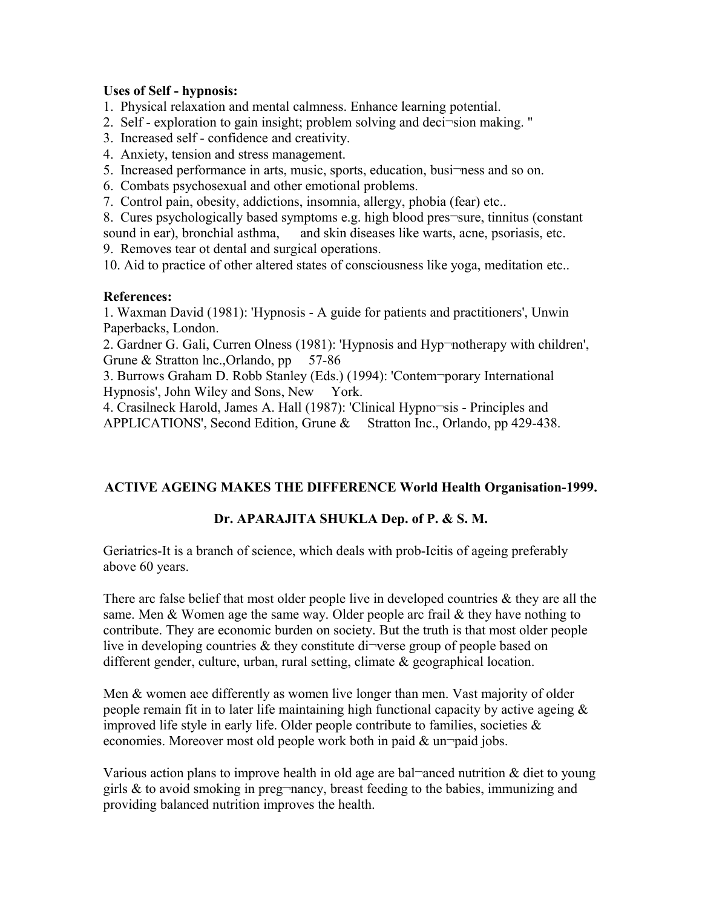**Uses of Self - hypnosis:**

1. Physical relaxation and mental calmness. Enhance learning potential.
2. Self - exploration to gain insight; problem solving and deci¬sion making. "
3. Increased self - confidence and creativity.
4. Anxiety, tension and stress management.
5. Increased performance in arts, music, sports, education, busi¬ness and so on.
6. Combats psychosexual and other emotional problems.
7. Control pain, obesity, addictions, insomnia, allergy, phobia (fear) etc..
8. Cures psychologically based symptoms e.g. high blood pres¬sure, tinnitus (constant sound in ear), bronchial asthma, and skin diseases like warts, acne, psoriasis, etc.
9. Removes tear ot dental and surgical operations.
10. Aid to practice of other altered states of consciousness like yoga, meditation etc..

**References:**

1. Waxman David (1981): 'Hypnosis - A guide for patients and practitioners', Unwin Paperbacks, London.
2. Gardner G. Gali, Curren Olness (1981): 'Hypnosis and Hyp¬notherapy with children', Grune & Stratton lnc.,Orlando, pp 57-86
3. Burrows Graham D. Robb Stanley (Eds.) (1994): 'Contem¬porary International Hypnosis', John Wiley and Sons, New York.
4. Crasilneck Harold, James A. Hall (1987): 'Clinical Hypno¬sis - Principles and APPLICATIONS', Second Edition, Grune & Stratton Inc., Orlando, pp 429-438.

## ACTIVE AGEING MAKES THE DIFFERENCE World Health Organisation-1999.

### Dr. APARAJITA SHUKLA Dep. of P. & S. M.

Geriatrics-It is a branch of science, which deals with prob-Icitis of ageing preferably above 60 years.

There arc false belief that most older people live in developed countries & they are all the same. Men & Women age the same way. Older people arc frail & they have nothing to contribute. They are economic burden on society. But the truth is that most older people live in developing countries & they constitute di¬verse group of people based on different gender, culture, urban, rural setting, climate & geographical location.

Men & women aee differently as women live longer than men. Vast majority of older people remain fit in to later life maintaining high functional capacity by active ageing & improved life style in early life. Older people contribute to families, societies & economies. Moreover most old people work both in paid & un¬paid jobs.

Various action plans to improve health in old age are bal¬anced nutrition & diet to young girls & to avoid smoking in preg¬nancy, breast feeding to the babies, immunizing and providing balanced nutrition improves the health.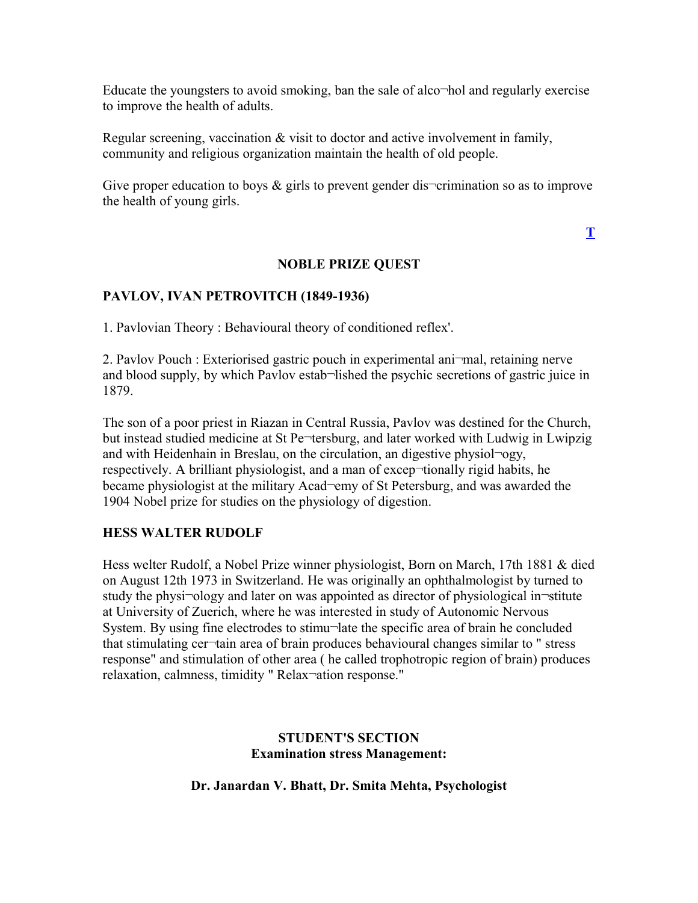Educate the youngsters to avoid smoking, ban the sale of alco¬hol and regularly exercise to improve the health of adults.

Regular screening, vaccination & visit to doctor and active involvement in family, community and religious organization maintain the health of old people.

Give proper education to boys & girls to prevent gender dis¬crimination so as to improve the health of young girls.

**T**

## NOBLE PRIZE QUEST

### PAVLOV, IVAN PETROVITCH (1849-1936)

1. Pavlovian Theory : Behavioural theory of conditioned reflex'.

2. Pavlov Pouch : Exteriorised gastric pouch in experimental ani¬mal, retaining nerve and blood supply, by which Pavlov estab¬lished the psychic secretions of gastric juice in 1879.

The son of a poor priest in Riazan in Central Russia, Pavlov was destined for the Church, but instead studied medicine at St Pe¬tersburg, and later worked with Ludwig in Lwipzig and with Heidenhain in Breslau, on the circulation, an digestive physiol¬ogy, respectively. A brilliant physiologist, and a man of excep¬tionally rigid habits, he became physiologist at the military Acad¬emy of St Petersburg, and was awarded the 1904 Nobel prize for studies on the physiology of digestion.

### HESS WALTER RUDOLF

Hess welter Rudolf, a Nobel Prize winner physiologist, Born on March, 17th 1881 & died on August 12th 1973 in Switzerland. He was originally an ophthalmologist by turned to study the physi¬ology and later on was appointed as director of physiological in¬stitute at University of Zuerich, where he was interested in study of Autonomic Nervous System. By using fine electrodes to stimu¬late the specific area of brain he concluded that stimulating cer¬tain area of brain produces behavioural changes similar to " stress response" and stimulation of other area ( he called trophotropic region of brain) produces relaxation, calmness, timidity " Relax¬ation response."

## STUDENT'S SECTION

### Examination stress Management:

**Dr. Janardan V. Bhatt, Dr. Smita Mehta, Psychologist**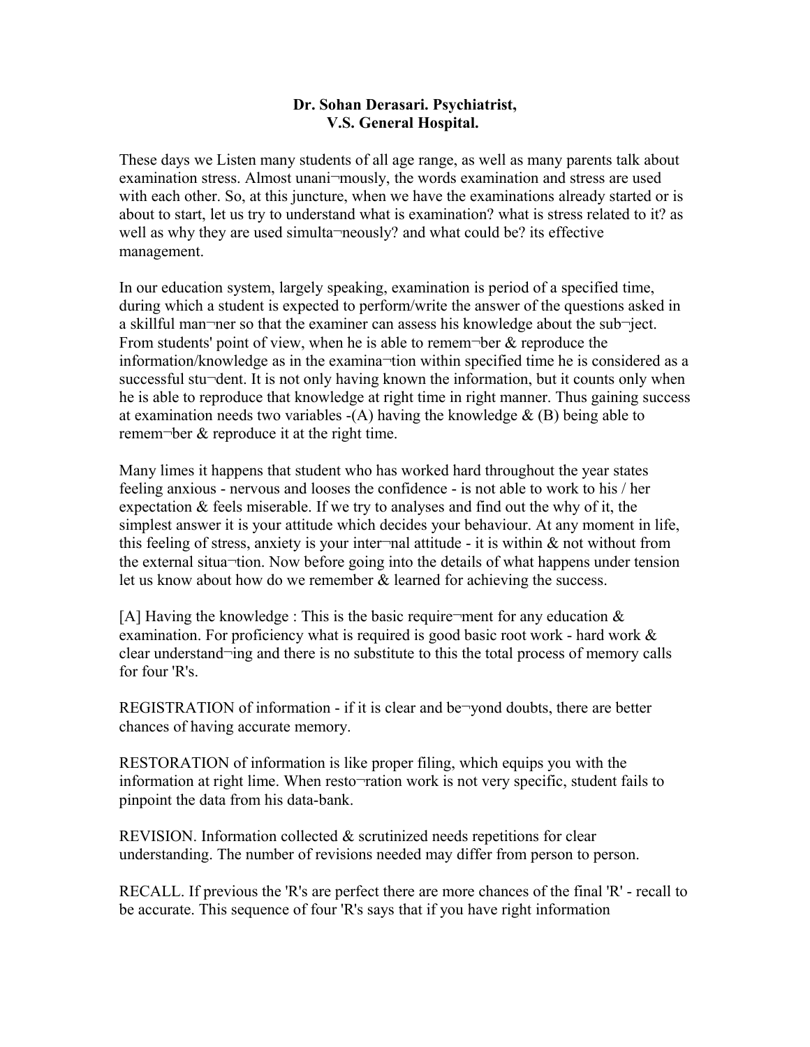**Dr. Sohan Derasari. Psychiatrist,**
**V.S. General Hospital.**

These days we Listen many students of all age range, as well as many parents talk about examination stress. Almost unani¬mously, the words examination and stress are used with each other. So, at this juncture, when we have the examinations already started or is about to start, let us try to understand what is examination? what is stress related to it? as well as why they are used simulta¬neously? and what could be? its effective management.

In our education system, largely speaking, examination is period of a specified time, during which a student is expected to perform/write the answer of the questions asked in a skillful man¬ner so that the examiner can assess his knowledge about the sub¬ject. From students' point of view, when he is able to remem¬ber & reproduce the information/knowledge as in the examina¬tion within specified time he is considered as a successful stu¬dent. It is not only having known the information, but it counts only when he is able to reproduce that knowledge at right time in right manner. Thus gaining success at examination needs two variables -(A) having the knowledge & (B) being able to remem¬ber & reproduce it at the right time.

Many limes it happens that student who has worked hard throughout the year states feeling anxious - nervous and looses the confidence - is not able to work to his / her expectation & feels miserable. If we try to analyses and find out the why of it, the simplest answer it is your attitude which decides your behaviour. At any moment in life, this feeling of stress, anxiety is your inter¬nal attitude - it is within & not without from the external situa¬tion. Now before going into the details of what happens under tension let us know about how do we remember & learned for achieving the success.

[A] Having the knowledge : This is the basic require¬ment for any education & examination. For proficiency what is required is good basic root work - hard work & clear understand¬ing and there is no substitute to this the total process of memory calls for four 'R's.

REGISTRATION of information - if it is clear and be¬yond doubts, there are better chances of having accurate memory.

RESTORATION of information is like proper filing, which equips you with the information at right lime. When resto¬ration work is not very specific, student fails to pinpoint the data from his data-bank.

REVISION. Information collected & scrutinized needs repetitions for clear understanding. The number of revisions needed may differ from person to person.

RECALL. If previous the 'R's are perfect there are more chances of the final 'R' - recall to be accurate. This sequence of four 'R's says that if you have right information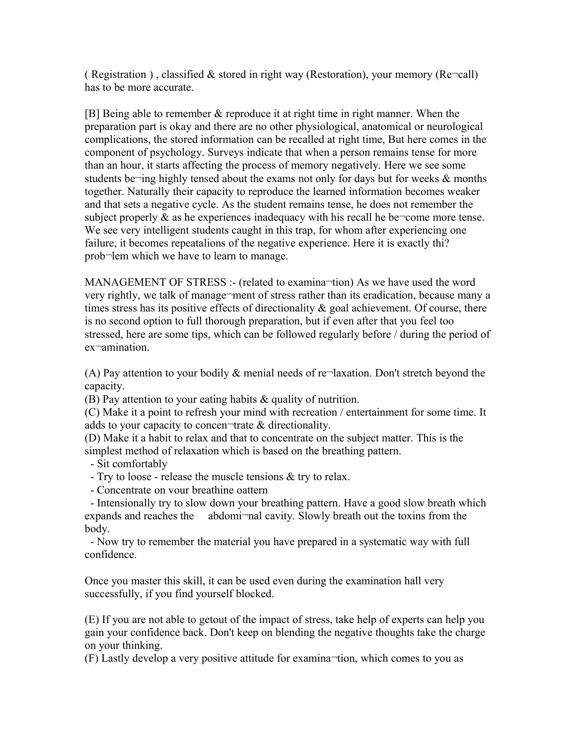( Registration ) , classified & stored in right way (Restoration), your memory (Re¬call) has to be more accurate.

[B] Being able to remember & reproduce it at right time in right manner. When the preparation part is okay and there are no other physiological, anatomical or neurological complications, the stored information can be recalled at right time, But here comes in the component of psychology. Surveys indicate that when a person remains tense for more than an hour, it starts affecting the process of memory negatively. Here we see some students be¬ing highly tensed about the exams not only for days but for weeks & months together. Naturally their capacity to reproduce the learned information becomes weaker and that sets a negative cycle. As the student remains tense, he does not remember the subject properly & as he experiences inadequacy with his recall he be¬come more tense. We see very intelligent students caught in this trap, for whom after experiencing one failure, it becomes repeatalions of the negative experience. Here it is exactly thi? prob¬lem which we have to learn to manage.

MANAGEMENT OF STRESS :- (related to examina¬tion) As we have used the word very rightly, we talk of manage¬ment of stress rather than its eradication, because many a times stress has its positive effects of directionality & goal achievement. Of course, there is no second option to full thorough preparation, but if even after that you feel too stressed, here are some tips, which can be followed regularly before / during the period of ex¬amination.

(A) Pay attention to your bodily & menial needs of re¬laxation. Don't stretch beyond the capacity.
(B) Pay attention to your eating habits & quality of nutrition.
(C) Make it a point to refresh your mind with recreation / entertainment for some time. It adds to your capacity to concen¬trate & directionality.
(D) Make it a habit to relax and that to concentrate on the subject matter. This is the simplest method of relaxation which is based on the breathing pattern.

- Sit comfortably
- Try to loose - release the muscle tensions & try to relax.
- Concentrate on vour breathine oattern
- Intensionally try to slow down your breathing pattern. Have a good slow breath which expands and reaches the abdomi¬nal cavity. Slowly breath out the toxins from the body.
- Now try to remember the material you have prepared in a systematic way with full confidence.

Once you master this skill, it can be used even during the examination hall very successfully, if you find yourself blocked.

(E) If you are not able to getout of the impact of stress, take help of experts can help you gain your confidence back. Don't keep on blending the negative thoughts take the charge on your thinking.
(F) Lastly develop a very positive attitude for examina¬tion, which comes to you as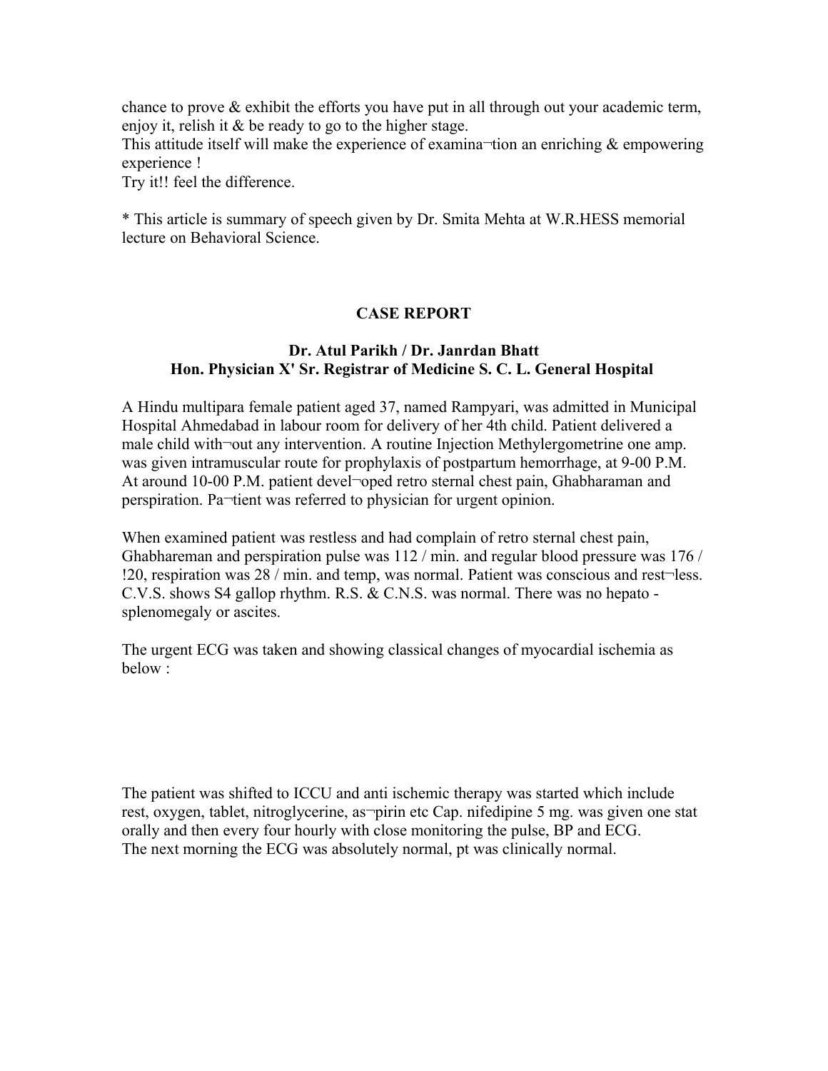chance to prove & exhibit the efforts you have put in all through out your academic term, enjoy it, relish it & be ready to go to the higher stage.
This attitude itself will make the experience of examina¬tion an enriching & empowering experience !
Try it!! feel the difference.

* This article is summary of speech given by Dr. Smita Mehta at W.R.HESS memorial lecture on Behavioral Science.

## CASE REPORT

**Dr. Atul Parikh / Dr. Janrdan Bhatt**
**Hon. Physician X' Sr. Registrar of Medicine S. C. L. General Hospital**

A Hindu multipara female patient aged 37, named Rampyari, was admitted in Municipal Hospital Ahmedabad in labour room for delivery of her 4th child. Patient delivered a male child with¬out any intervention. A routine Injection Methylergometrine one amp. was given intramuscular route for prophylaxis of postpartum hemorrhage, at 9-00 P.M. At around 10-00 P.M. patient devel¬oped retro sternal chest pain, Ghabharaman and perspiration. Pa¬tient was referred to physician for urgent opinion.

When examined patient was restless and had complain of retro sternal chest pain, Ghabhareman and perspiration pulse was 112 / min. and regular blood pressure was 176 / !20, respiration was 28 / min. and temp, was normal. Patient was conscious and rest¬less. C.V.S. shows S4 gallop rhythm. R.S. & C.N.S. was normal. There was no hepato - splenomegaly or ascites.

The urgent ECG was taken and showing classical changes of myocardial ischemia as below :

The patient was shifted to ICCU and anti ischemic therapy was started which include rest, oxygen, tablet, nitroglycerine, as¬pirin etc Cap. nifedipine 5 mg. was given one stat orally and then every four hourly with close monitoring the pulse, BP and ECG.
The next morning the ECG was absolutely normal, pt was clinically normal.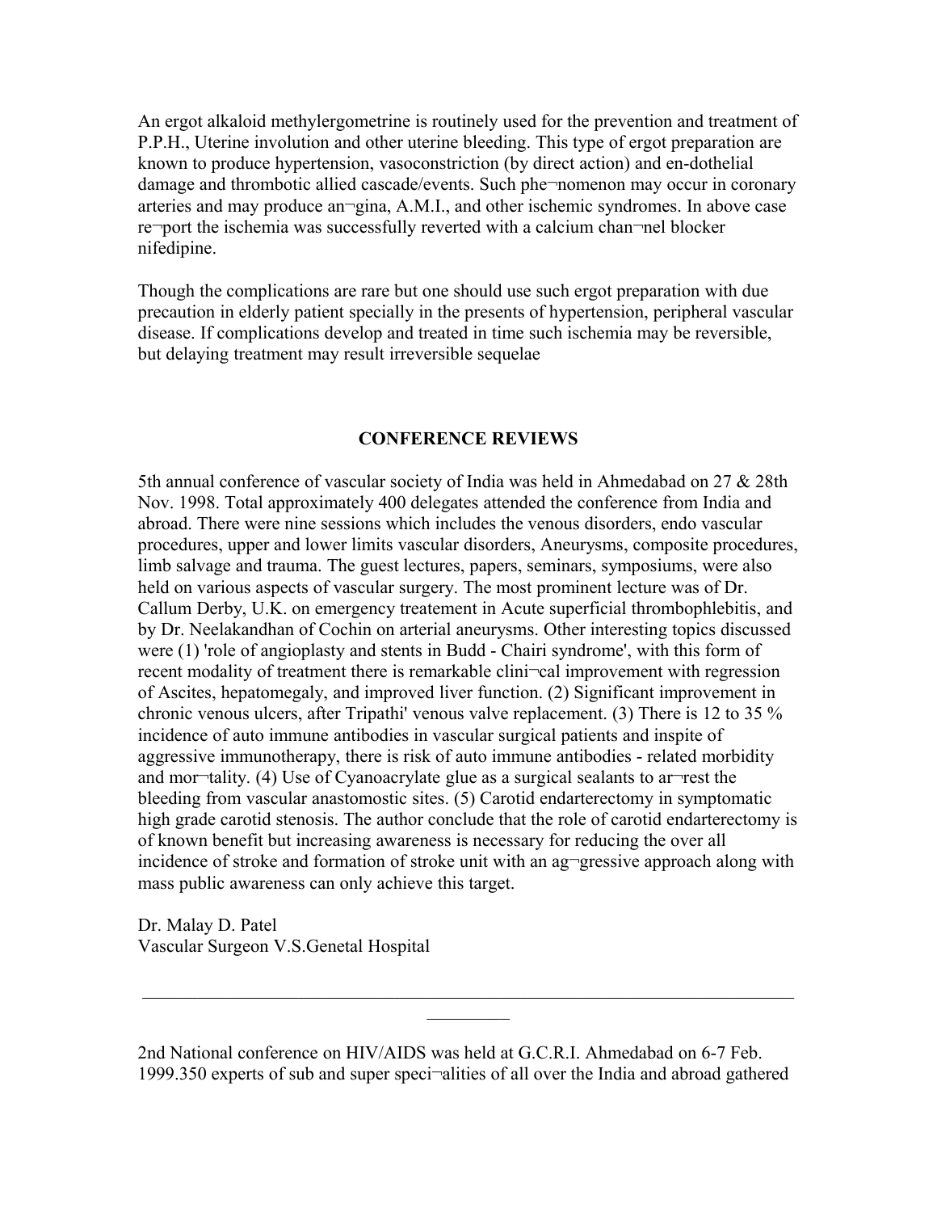An ergot alkaloid methylergometrine is routinely used for the prevention and treatment of P.P.H., Uterine involution and other uterine bleeding. This type of ergot preparation are known to produce hypertension, vasoconstriction (by direct action) and en-dothelial damage and thrombotic allied cascade/events. Such phe¬nomenon may occur in coronary arteries and may produce an¬gina, A.M.I., and other ischemic syndromes. In above case re¬port the ischemia was successfully reverted with a calcium chan¬nel blocker nifedipine.

Though the complications are rare but one should use such ergot preparation with due precaution in elderly patient specially in the presents of hypertension, peripheral vascular disease. If complications develop and treated in time such ischemia may be reversible, but delaying treatment may result irreversible sequelae

## CONFERENCE REVIEWS

5th annual conference of vascular society of India was held in Ahmedabad on 27 & 28th Nov. 1998. Total approximately 400 delegates attended the conference from India and abroad. There were nine sessions which includes the venous disorders, endo vascular procedures, upper and lower limits vascular disorders, Aneurysms, composite procedures, limb salvage and trauma. The guest lectures, papers, seminars, symposiums, were also held on various aspects of vascular surgery. The most prominent lecture was of Dr. Callum Derby, U.K. on emergency treatement in Acute superficial thrombophlebitis, and by Dr. Neelakandhan of Cochin on arterial aneurysms. Other interesting topics discussed were (1) 'role of angioplasty and stents in Budd - Chairi syndrome', with this form of recent modality of treatment there is remarkable clini¬cal improvement with regression of Ascites, hepatomegaly, and improved liver function. (2) Significant improvement in chronic venous ulcers, after Tripathi' venous valve replacement. (3) There is 12 to 35 % incidence of auto immune antibodies in vascular surgical patients and inspite of aggressive immunotherapy, there is risk of auto immune antibodies - related morbidity and mor¬tality. (4) Use of Cyanoacrylate glue as a surgical sealants to ar¬rest the bleeding from vascular anastomostic sites. (5) Carotid endarterectomy in symptomatic high grade carotid stenosis. The author conclude that the role of carotid endarterectomy is of known benefit but increasing awareness is necessary for reducing the over all incidence of stroke and formation of stroke unit with an ag¬gressive approach along with mass public awareness can only achieve this target.

Dr. Malay D. Patel  
Vascular Surgeon V.S.Genetal Hospital

---

2nd National conference on HIV/AIDS was held at G.C.R.I. Ahmedabad on 6-7 Feb. 1999.350 experts of sub and super speci¬alities of all over the India and abroad gathered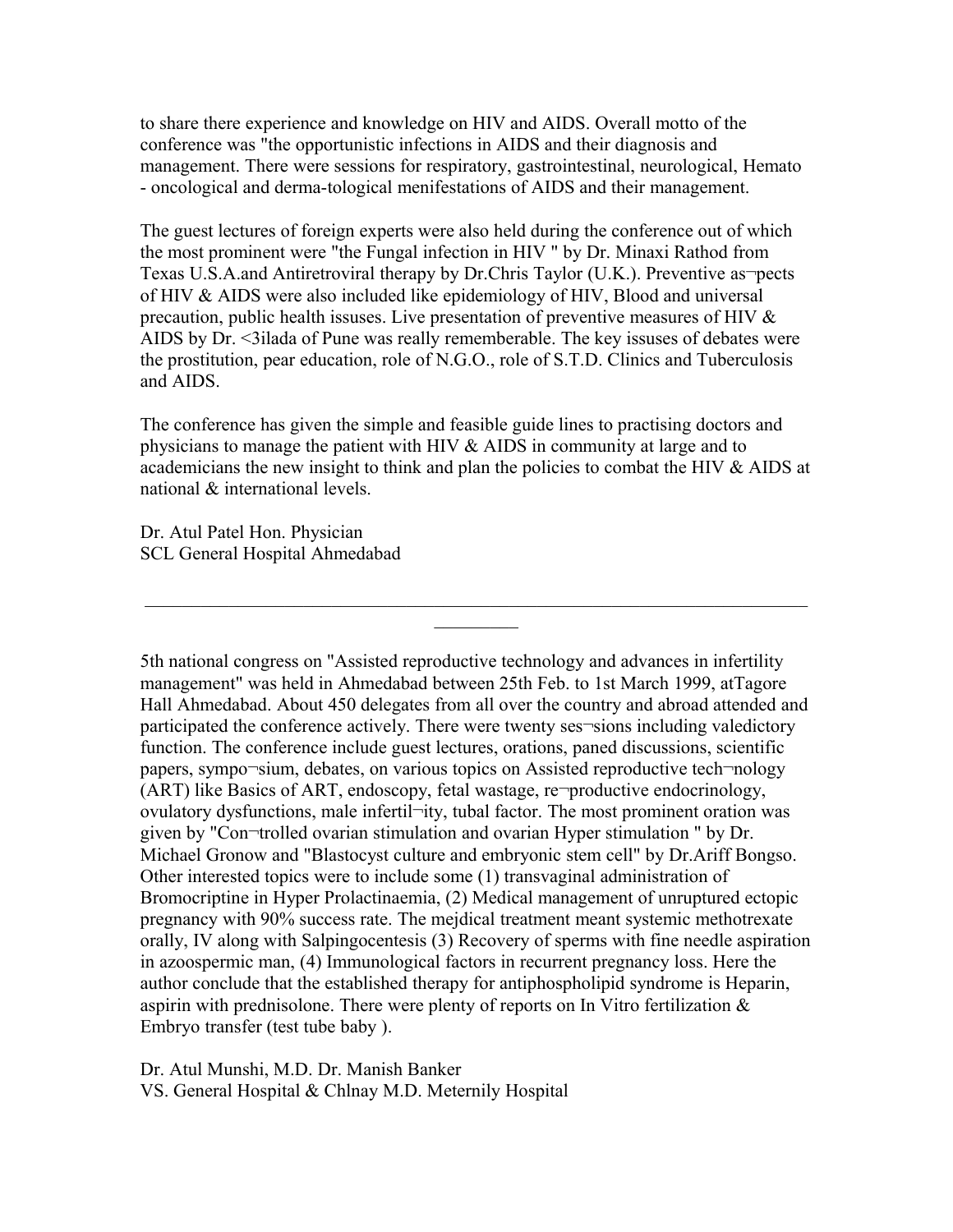to share there experience and knowledge on HIV and AIDS. Overall motto of the conference was "the opportunistic infections in AIDS and their diagnosis and management. There were sessions for respiratory, gastrointestinal, neurological, Hemato - oncological and derma-tological menifestations of AIDS and their management.

The guest lectures of foreign experts were also held during the conference out of which the most prominent were "the Fungal infection in HIV " by Dr. Minaxi Rathod from Texas U.S.A.and Antiretroviral therapy by Dr.Chris Taylor (U.K.). Preventive as¬pects of HIV & AIDS were also included like epidemiology of HIV, Blood and universal precaution, public health issuses. Live presentation of preventive measures of HIV & AIDS by Dr. <3ilada of Pune was really rememberable. The key issuses of debates were the prostitution, pear education, role of N.G.O., role of S.T.D. Clinics and Tuberculosis and AIDS.

The conference has given the simple and feasible guide lines to practising doctors and physicians to manage the patient with HIV & AIDS in community at large and to academicians the new insight to think and plan the policies to combat the HIV & AIDS at national & international levels.

Dr. Atul Patel Hon. Physician
SCL General Hospital Ahmedabad

---

5th national congress on "Assisted reproductive technology and advances in infertility management" was held in Ahmedabad between 25th Feb. to 1st March 1999, atTagore Hall Ahmedabad. About 450 delegates from all over the country and abroad attended and participated the conference actively. There were twenty ses¬sions including valedictory function. The conference include guest lectures, orations, paned discussions, scientific papers, sympo¬sium, debates, on various topics on Assisted reproductive tech¬nology (ART) like Basics of ART, endoscopy, fetal wastage, re¬productive endocrinology, ovulatory dysfunctions, male infertil¬ity, tubal factor. The most prominent oration was given by "Con¬trolled ovarian stimulation and ovarian Hyper stimulation " by Dr. Michael Gronow and "Blastocyst culture and embryonic stem cell" by Dr.Ariff Bongso. Other interested topics were to include some (1) transvaginal administration of Bromocriptine in Hyper Prolactinaemia, (2) Medical management of unruptured ectopic pregnancy with 90% success rate. The mejdical treatment meant systemic methotrexate orally, IV along with Salpingocentesis (3) Recovery of sperms with fine needle aspiration in azoospermic man, (4) Immunological factors in recurrent pregnancy loss. Here the author conclude that the established therapy for antiphospholipid syndrome is Heparin, aspirin with prednisolone. There were plenty of reports on In Vitro fertilization & Embryo transfer (test tube baby ).

Dr. Atul Munshi, M.D. Dr. Manish Banker
VS. General Hospital & Chlnay M.D. Meternily Hospital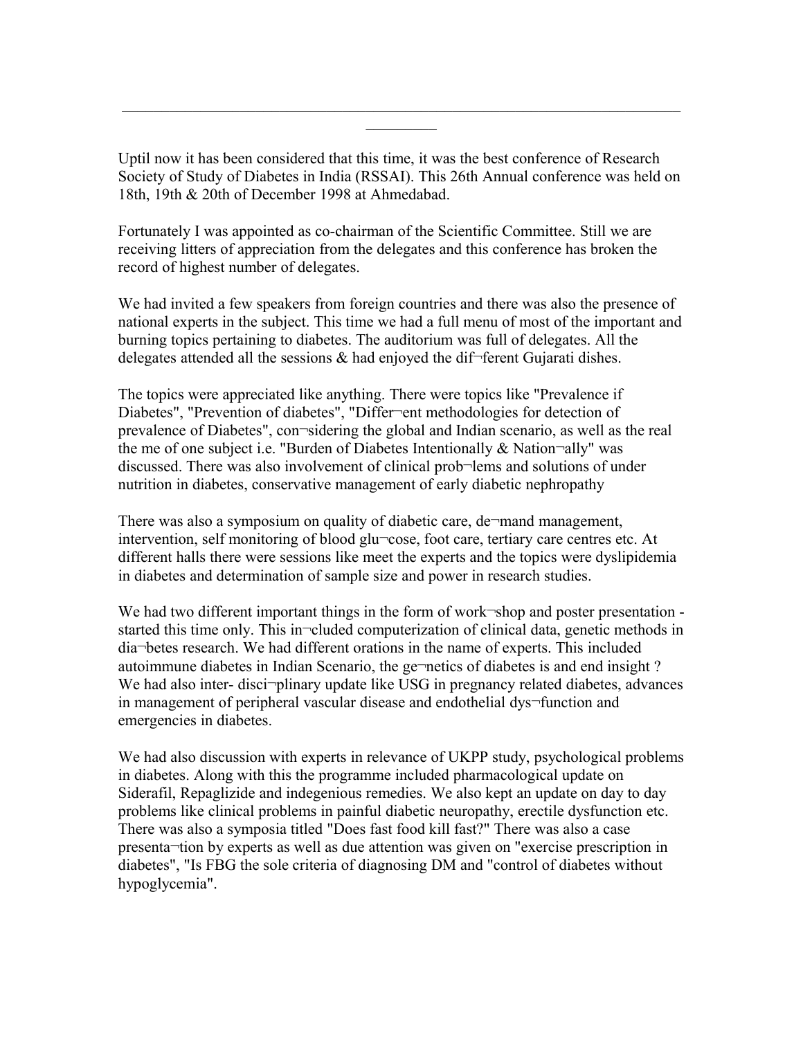Uptil now it has been considered that this time, it was the best conference of Research Society of Study of Diabetes in India (RSSAI). This 26th Annual conference was held on 18th, 19th & 20th of December 1998 at Ahmedabad.

Fortunately I was appointed as co-chairman of the Scientific Committee. Still we are receiving litters of appreciation from the delegates and this conference has broken the record of highest number of delegates.

We had invited a few speakers from foreign countries and there was also the presence of national experts in the subject. This time we had a full menu of most of the important and burning topics pertaining to diabetes. The auditorium was full of delegates. All the delegates attended all the sessions & had enjoyed the dif¬ferent Gujarati dishes.

The topics were appreciated like anything. There were topics like "Prevalence if Diabetes", "Prevention of diabetes", "Differ¬ent methodologies for detection of prevalence of Diabetes", con¬sidering the global and Indian scenario, as well as the real the me of one subject i.e. "Burden of Diabetes Intentionally & Nation¬ally" was discussed. There was also involvement of clinical prob¬lems and solutions of under nutrition in diabetes, conservative management of early diabetic nephropathy

There was also a symposium on quality of diabetic care, de¬mand management, intervention, self monitoring of blood glu¬cose, foot care, tertiary care centres etc. At different halls there were sessions like meet the experts and the topics were dyslipidemia in diabetes and determination of sample size and power in research studies.

We had two different important things in the form of work¬shop and poster presentation - started this time only. This in¬cluded computerization of clinical data, genetic methods in dia¬betes research. We had different orations in the name of experts. This included autoimmune diabetes in Indian Scenario, the ge¬netics of diabetes is and end insight ? We had also inter- disci¬plinary update like USG in pregnancy related diabetes, advances in management of peripheral vascular disease and endothelial dys¬function and emergencies in diabetes.

We had also discussion with experts in relevance of UKPP study, psychological problems in diabetes. Along with this the programme included pharmacological update on Siderafil, Repaglizide and indegenious remedies. We also kept an update on day to day problems like clinical problems in painful diabetic neuropathy, erectile dysfunction etc. There was also a symposia titled "Does fast food kill fast?" There was also a case presenta¬tion by experts as well as due attention was given on "exercise prescription in diabetes", "Is FBG the sole criteria of diagnosing DM and "control of diabetes without hypoglycemia".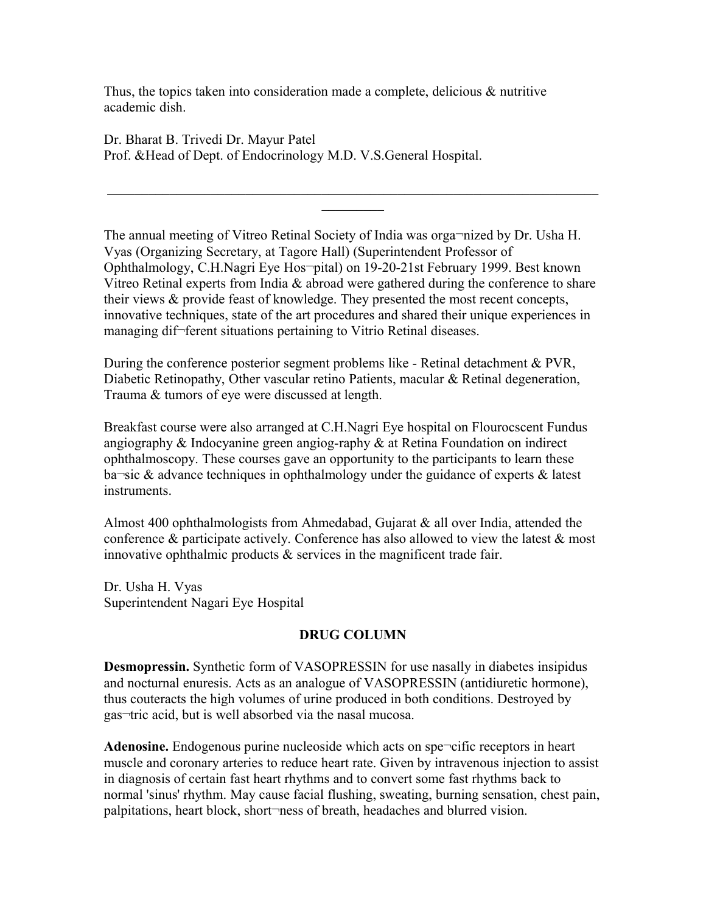Thus, the topics taken into consideration made a complete, delicious & nutritive academic dish.

Dr. Bharat B. Trivedi Dr. Mayur Patel
Prof. &Head of Dept. of Endocrinology M.D. V.S.General Hospital.

---

The annual meeting of Vitreo Retinal Society of India was orga¬nized by Dr. Usha H. Vyas (Organizing Secretary, at Tagore Hall) (Superintendent Professor of Ophthalmology, C.H.Nagri Eye Hos¬pital) on 19-20-21st February 1999. Best known Vitreo Retinal experts from India & abroad were gathered during the conference to share their views & provide feast of knowledge. They presented the most recent concepts, innovative techniques, state of the art procedures and shared their unique experiences in managing dif¬ferent situations pertaining to Vitrio Retinal diseases.

During the conference posterior segment problems like - Retinal detachment & PVR, Diabetic Retinopathy, Other vascular retino Patients, macular & Retinal degeneration, Trauma & tumors of eye were discussed at length.

Breakfast course were also arranged at C.H.Nagri Eye hospital on Flourocscent Fundus angiography & Indocyanine green angiog-raphy & at Retina Foundation on indirect ophthalmoscopy. These courses gave an opportunity to the participants to learn these ba¬sic & advance techniques in ophthalmology under the guidance of experts & latest instruments.

Almost 400 ophthalmologists from Ahmedabad, Gujarat & all over India, attended the conference & participate actively. Conference has also allowed to view the latest & most innovative ophthalmic products & services in the magnificent trade fair.

Dr. Usha H. Vyas
Superintendent Nagari Eye Hospital

## DRUG COLUMN

**Desmopressin.** Synthetic form of VASOPRESSIN for use nasally in diabetes insipidus and nocturnal enuresis. Acts as an analogue of VASOPRESSIN (antidiuretic hormone), thus couteracts the high volumes of urine produced in both conditions. Destroyed by gas¬tric acid, but is well absorbed via the nasal mucosa.

**Adenosine.** Endogenous purine nucleoside which acts on spe¬cific receptors in heart muscle and coronary arteries to reduce heart rate. Given by intravenous injection to assist in diagnosis of certain fast heart rhythms and to convert some fast rhythms back to normal 'sinus' rhythm. May cause facial flushing, sweating, burning sensation, chest pain, palpitations, heart block, short¬ness of breath, headaches and blurred vision.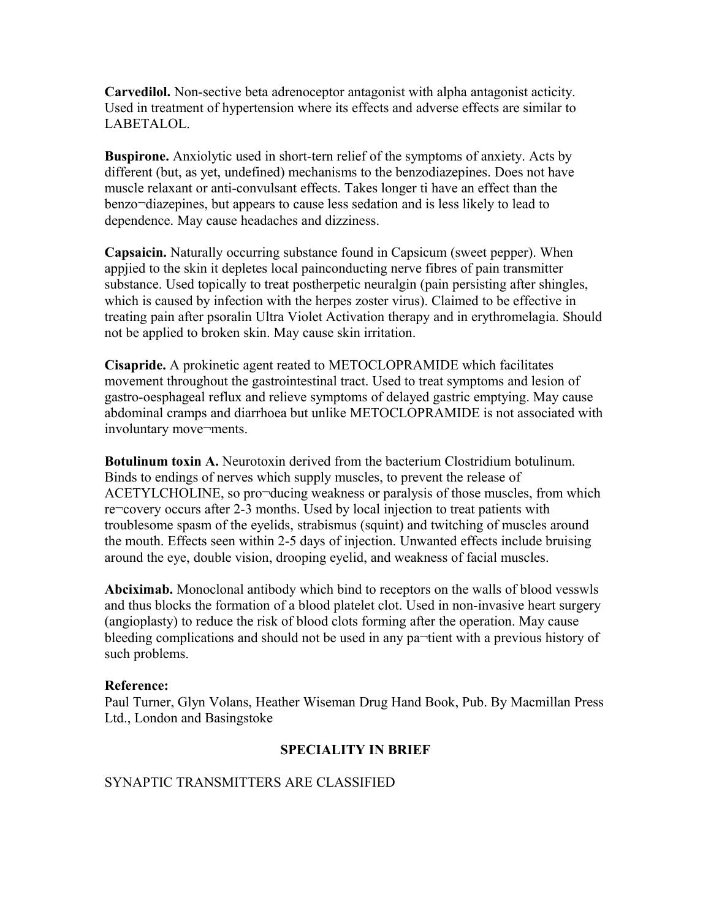**Carvedilol.** Non-sective beta adrenoceptor antagonist with alpha antagonist acticity. Used in treatment of hypertension where its effects and adverse effects are similar to LABETALOL.

**Buspirone.** Anxiolytic used in short-tern relief of the symptoms of anxiety. Acts by different (but, as yet, undefined) mechanisms to the benzodiazepines. Does not have muscle relaxant or anti-convulsant effects. Takes longer ti have an effect than the benzo¬diazepines, but appears to cause less sedation and is less likely to lead to dependence. May cause headaches and dizziness.

**Capsaicin.** Naturally occurring substance found in Capsicum (sweet pepper). When appjied to the skin it depletes local painconducting nerve fibres of pain transmitter substance. Used topically to treat postherpetic neuralgin (pain persisting after shingles, which is caused by infection with the herpes zoster virus). Claimed to be effective in treating pain after psoralin Ultra Violet Activation therapy and in erythromelagia. Should not be applied to broken skin. May cause skin irritation.

**Cisapride.** A prokinetic agent reated to METOCLOPRAMIDE which facilitates movement throughout the gastrointestinal tract. Used to treat symptoms and lesion of gastro-oesphageal reflux and relieve symptoms of delayed gastric emptying. May cause abdominal cramps and diarrhoea but unlike METOCLOPRAMIDE is not associated with involuntary move¬ments.

**Botulinum toxin A.** Neurotoxin derived from the bacterium Clostridium botulinum. Binds to endings of nerves which supply muscles, to prevent the release of ACETYLCHOLINE, so pro¬ducing weakness or paralysis of those muscles, from which re¬covery occurs after 2-3 months. Used by local injection to treat patients with troublesome spasm of the eyelids, strabismus (squint) and twitching of muscles around the mouth. Effects seen within 2-5 days of injection. Unwanted effects include bruising around the eye, double vision, drooping eyelid, and weakness of facial muscles.

**Abciximab.** Monoclonal antibody which bind to receptors on the walls of blood vesswls and thus blocks the formation of a blood platelet clot. Used in non-invasive heart surgery (angioplasty) to reduce the risk of blood clots forming after the operation. May cause bleeding complications and should not be used in any pa¬tient with a previous history of such problems.

**Reference:**
Paul Turner, Glyn Volans, Heather Wiseman Drug Hand Book, Pub. By Macmillan Press Ltd., London and Basingstoke

## SPECIALITY IN BRIEF

SYNAPTIC TRANSMITTERS ARE CLASSIFIED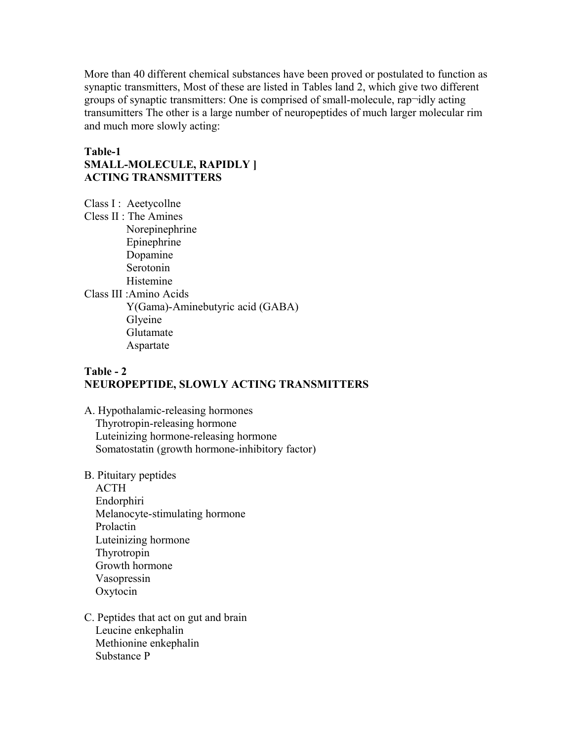More than 40 different chemical substances have been proved or postulated to function as synaptic transmitters, Most of these are listed in Tables land 2, which give two different groups of synaptic transmitters: One is comprised of small-molecule, rap¬idly acting transumitters The other is a large number of neuropeptides of much larger molecular rim and much more slowly acting:

**Table-1**
**SMALL-MOLECULE, RAPIDLY ]**
**ACTING TRANSMITTERS**

Class I : Aeetycollne
Cless II : The Amines
- Norepinephrine
- Epinephrine
- Dopamine
- Serotonin
- Histemine

Class III :Amino Acids
- Y(Gama)-Aminebutyric acid (GABA)
- Glyeine
- Glutamate
- Aspartate

**Table - 2**
**NEUROPEPTIDE, SLOWLY ACTING TRANSMITTERS**

A. Hypothalamic-releasing hormones
- Thyrotropin-releasing hormone
- Luteinizing hormone-releasing hormone
- Somatostatin (growth hormone-inhibitory factor)

B. Pituitary peptides
- ACTH
- Endorphiri
- Melanocyte-stimulating hormone
- Prolactin
- Luteinizing hormone
- Thyrotropin
- Growth hormone
- Vasopressin
- Oxytocin

C. Peptides that act on gut and brain
- Leucine enkephalin
- Methionine enkephalin
- Substance P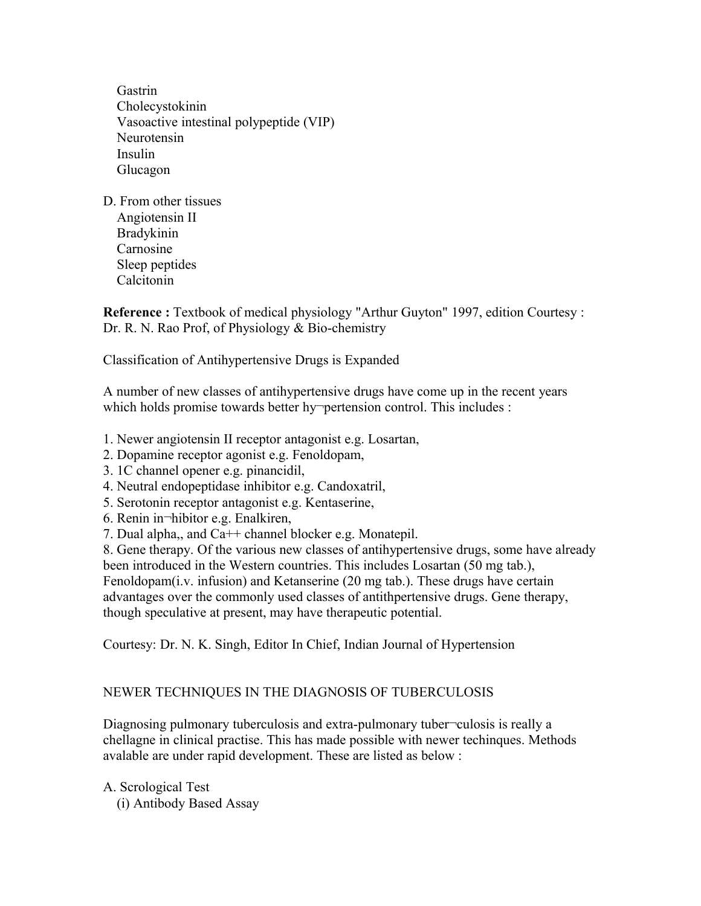Gastrin
Cholecystokinin
Vasoactive intestinal polypeptide (VIP)
Neurotensin
Insulin
Glucagon

D. From other tissues
Angiotensin II
Bradykinin
Carnosine
Sleep peptides
Calcitonin

**Reference :** Textbook of medical physiology "Arthur Guyton" 1997, edition Courtesy : Dr. R. N. Rao Prof, of Physiology & Bio-chemistry

Classification of Antihypertensive Drugs is Expanded

A number of new classes of antihypertensive drugs have come up in the recent years which holds promise towards better hy¬pertension control. This includes :

1. Newer angiotensin II receptor antagonist e.g. Losartan,
2. Dopamine receptor agonist e.g. Fenoldopam,
3. 1C channel opener e.g. pinancidil,
4. Neutral endopeptidase inhibitor e.g. Candoxatril,
5. Serotonin receptor antagonist e.g. Kentaserine,
6. Renin in¬hibitor e.g. Enalkiren,
7. Dual alpha,, and Ca++ channel blocker e.g. Monatepil.
8. Gene therapy. Of the various new classes of antihypertensive drugs, some have already been introduced in the Western countries. This includes Losartan (50 mg tab.), Fenoldopam(i.v. infusion) and Ketanserine (20 mg tab.). These drugs have certain advantages over the commonly used classes of antithpertensive drugs. Gene therapy, though speculative at present, may have therapeutic potential.

Courtesy: Dr. N. K. Singh, Editor In Chief, Indian Journal of Hypertension

NEWER TECHNIQUES IN THE DIAGNOSIS OF TUBERCULOSIS

Diagnosing pulmonary tuberculosis and extra-pulmonary tuber¬culosis is really a chellagne in clinical practise. This has made possible with newer techinques. Methods avalable are under rapid development. These are listed as below :

A. Scrological Test
(i) Antibody Based Assay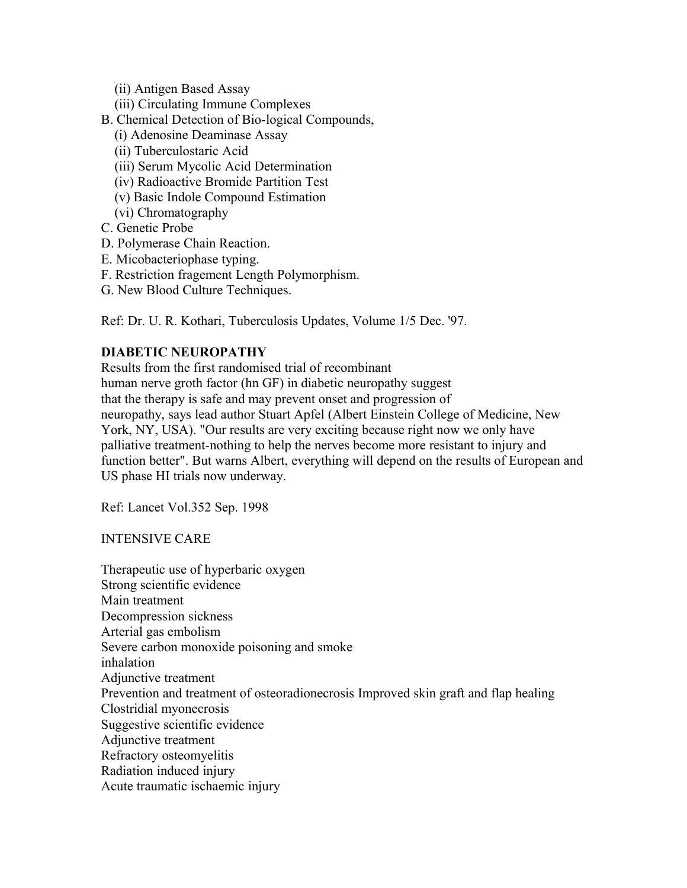(ii) Antigen Based Assay
(iii) Circulating Immune Complexes

B. Chemical Detection of Bio-logical Compounds,
(i) Adenosine Deaminase Assay
(ii) Tuberculostaric Acid
(iii) Serum Mycolic Acid Determination
(iv) Radioactive Bromide Partition Test
(v) Basic Indole Compound Estimation
(vi) Chromatography

C. Genetic Probe

D. Polymerase Chain Reaction.

E. Micobacteriophase typing.

F. Restriction fragement Length Polymorphism.

G. New Blood Culture Techniques.

Ref: Dr. U. R. Kothari, Tuberculosis Updates, Volume 1/5 Dec. '97.

**DIABETIC NEUROPATHY**

Results from the first randomised trial of recombinant human nerve groth factor (hn GF) in diabetic neuropathy suggest that the therapy is safe and may prevent onset and progression of neuropathy, says lead author Stuart Apfel (Albert Einstein College of Medicine, New York, NY, USA). "Our results are very exciting because right now we only have palliative treatment-nothing to help the nerves become more resistant to injury and function better". But warns Albert, everything will depend on the results of European and US phase HI trials now underway.

Ref: Lancet Vol.352 Sep. 1998

INTENSIVE CARE

Therapeutic use of hyperbaric oxygen
Strong scientific evidence
Main treatment
Decompression sickness
Arterial gas embolism
Severe carbon monoxide poisoning and smoke inhalation
Adjunctive treatment
Prevention and treatment of osteoradionecrosis Improved skin graft and flap healing
Clostridial myonecrosis
Suggestive scientific evidence
Adjunctive treatment
Refractory osteomyelitis
Radiation induced injury
Acute traumatic ischaemic injury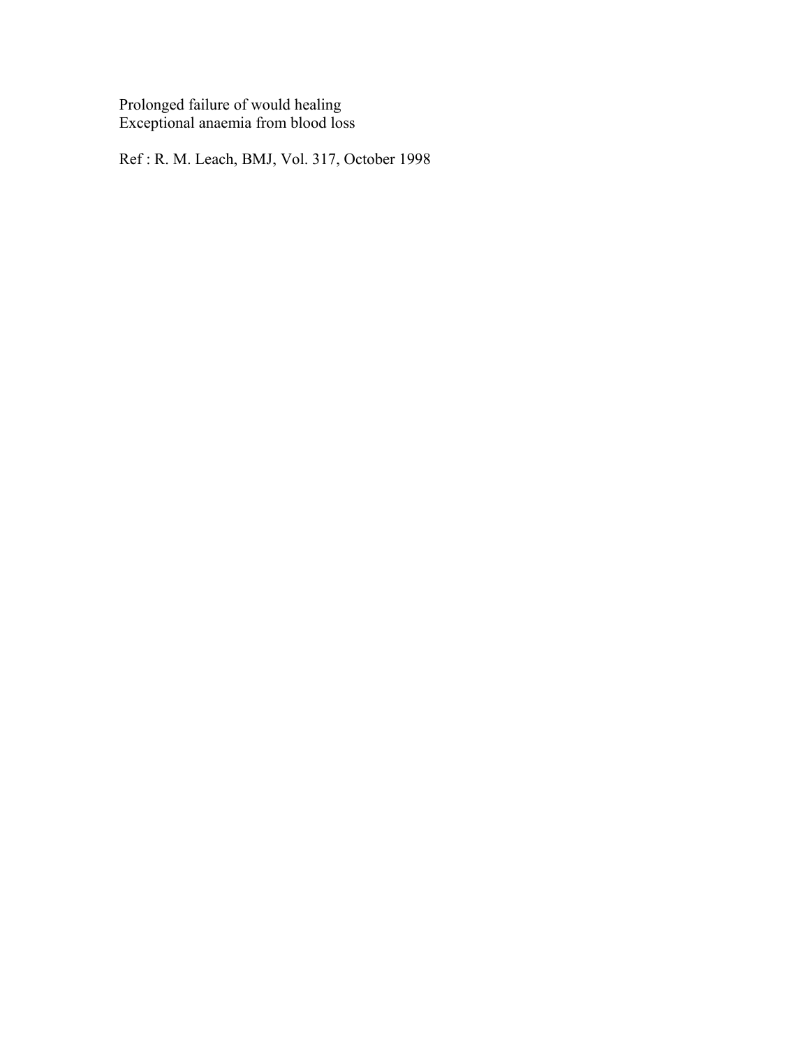Prolonged failure of would healing
Exceptional anaemia from blood loss

Ref : R. M. Leach, BMJ, Vol. 317, October 1998